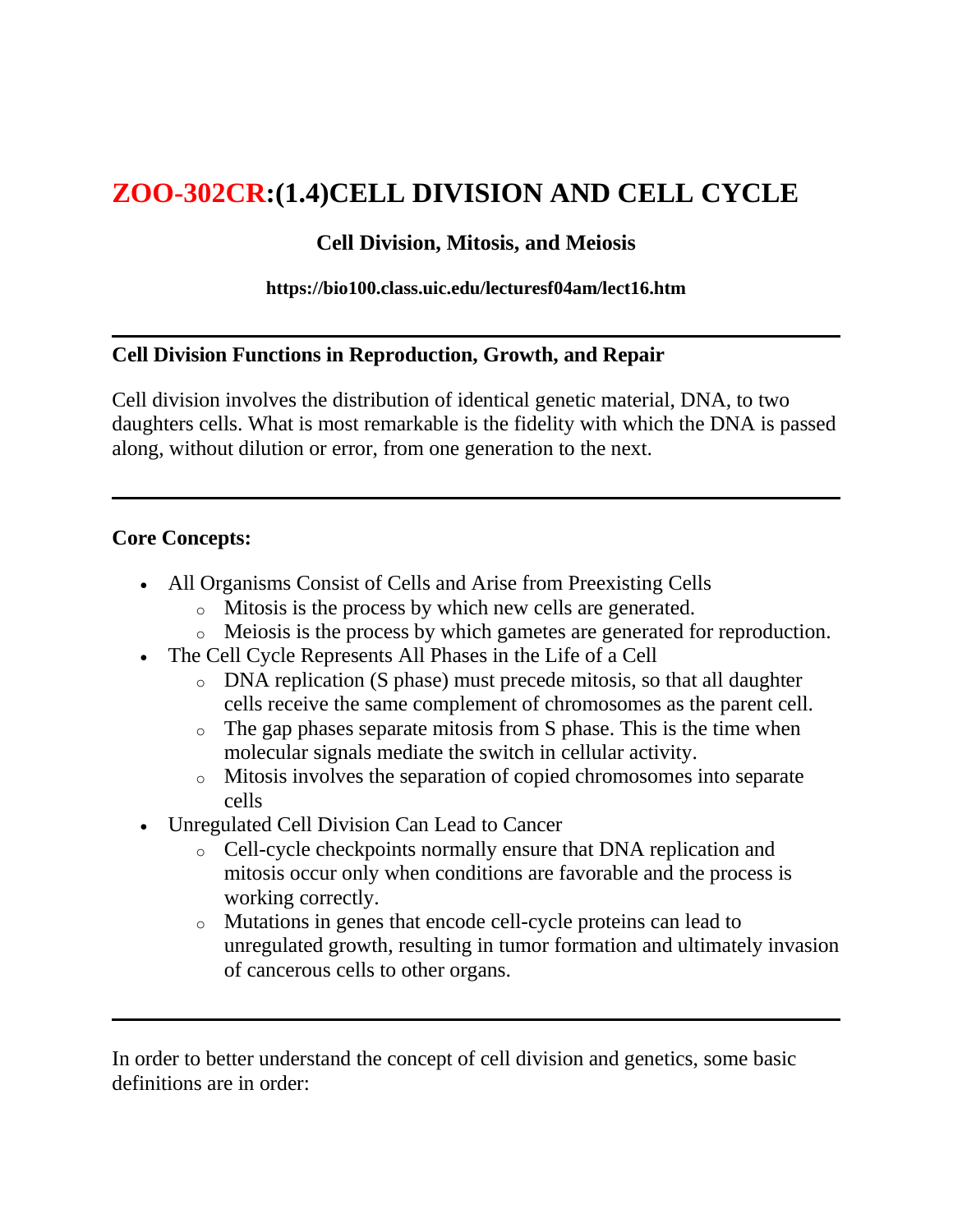# ZOO-302CR:(1.4)CELL DIVISION AND CELL CYCLE

### Cell Division, Mitosis, and Meiosis

**https://bio100.class.uic.edu/lecturesf04am/lect16.htm**

---

**Cell Division Functions in Reproduction, Growth, and Repair**

Cell division involves the distribution of identical genetic material, DNA, to two daughters cells. What is most remarkable is the fidelity with which the DNA is passed along, without dilution or error, from one generation to the next.

---

**Core Concepts:**

- All Organisms Consist of Cells and Arise from Preexisting Cells
  - Mitosis is the process by which new cells are generated.
  - Meiosis is the process by which gametes are generated for reproduction.
- The Cell Cycle Represents All Phases in the Life of a Cell
  - DNA replication (S phase) must precede mitosis, so that all daughter cells receive the same complement of chromosomes as the parent cell.
  - The gap phases separate mitosis from S phase. This is the time when molecular signals mediate the switch in cellular activity.
  - Mitosis involves the separation of copied chromosomes into separate cells
- Unregulated Cell Division Can Lead to Cancer
  - Cell-cycle checkpoints normally ensure that DNA replication and mitosis occur only when conditions are favorable and the process is working correctly.
  - Mutations in genes that encode cell-cycle proteins can lead to unregulated growth, resulting in tumor formation and ultimately invasion of cancerous cells to other organs.

---

In order to better understand the concept of cell division and genetics, some basic definitions are in order: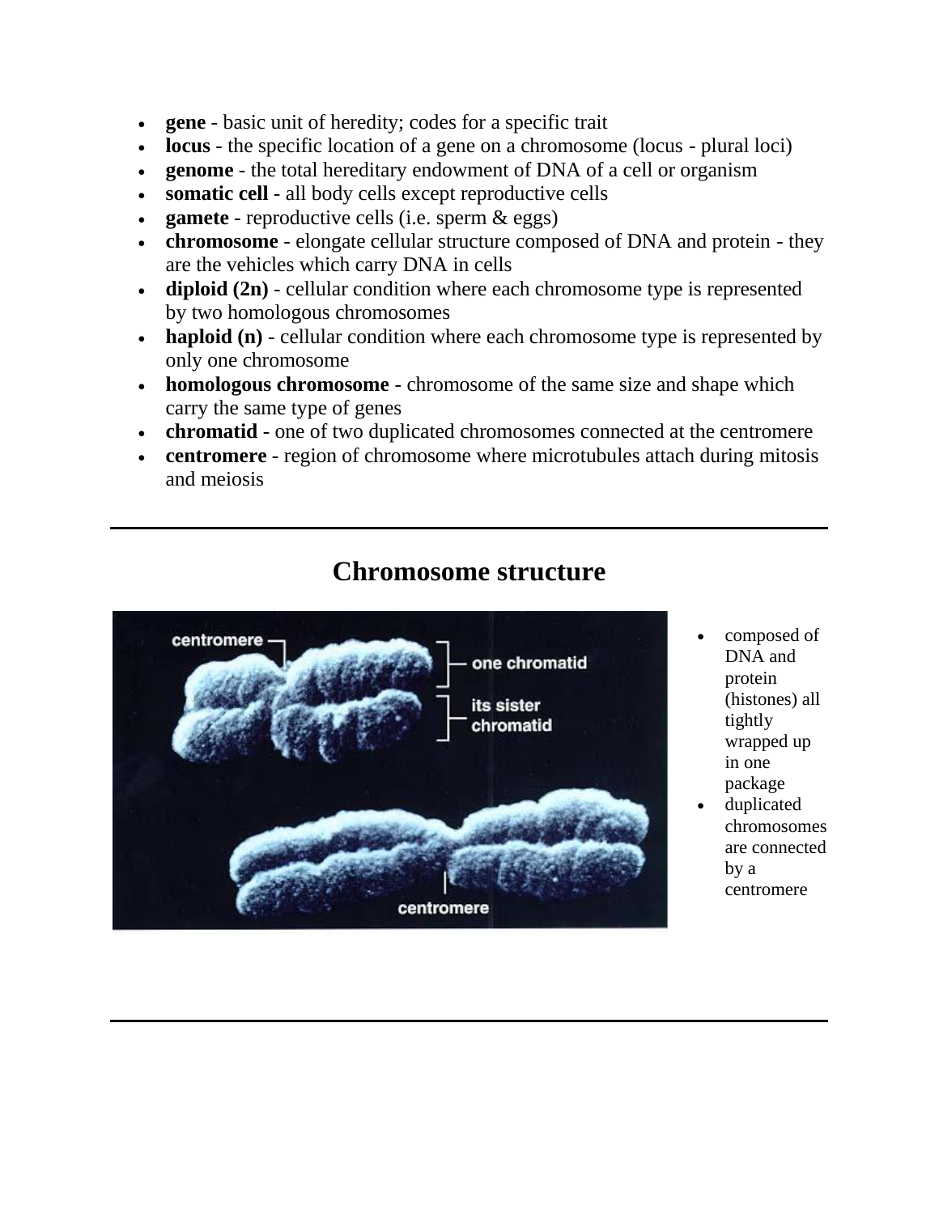- **gene** - basic unit of heredity; codes for a specific trait
- **locus** - the specific location of a gene on a chromosome (locus - plural loci)
- **genome** - the total hereditary endowment of DNA of a cell or organism
- **somatic cell** - all body cells except reproductive cells
- **gamete** - reproductive cells (i.e. sperm & eggs)
- **chromosome** - elongate cellular structure composed of DNA and protein - they are the vehicles which carry DNA in cells
- **diploid (2n)** - cellular condition where each chromosome type is represented by two homologous chromosomes
- **haploid (n)** - cellular condition where each chromosome type is represented by only one chromosome
- **homologous chromosome** - chromosome of the same size and shape which carry the same type of genes
- **chromatid** - one of two duplicated chromosomes connected at the centromere
- **centromere** - region of chromosome where microtubules attach during mitosis and meiosis

---

## Chromosome structure

- composed of DNA and protein (histones) all tightly wrapped up in one package
- duplicated chromosomes are connected by a centromere

---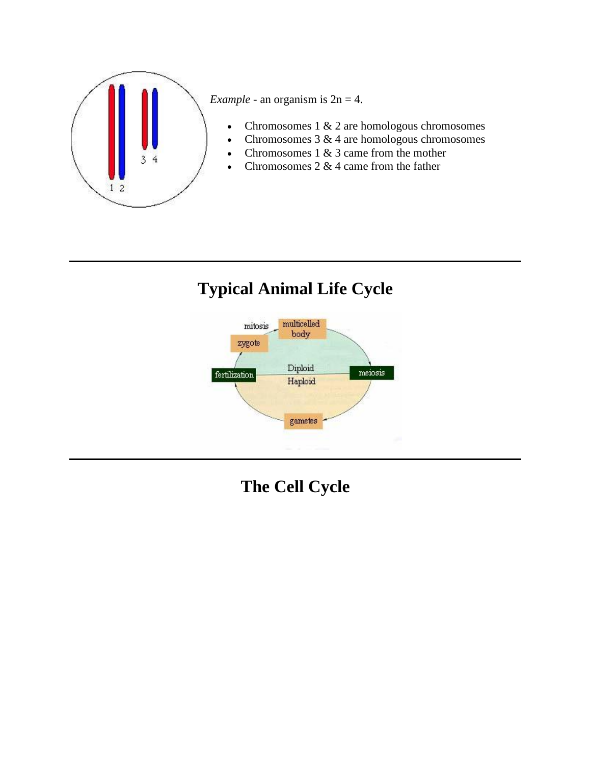*Example* - an organism is 2n = 4.

- Chromosomes 1 & 2 are homologous chromosomes
- Chromosomes 3 & 4 are homologous chromosomes
- Chromosomes 1 & 3 came from the mother
- Chromosomes 2 & 4 came from the father

---

## Typical Animal Life Cycle

---

## The Cell Cycle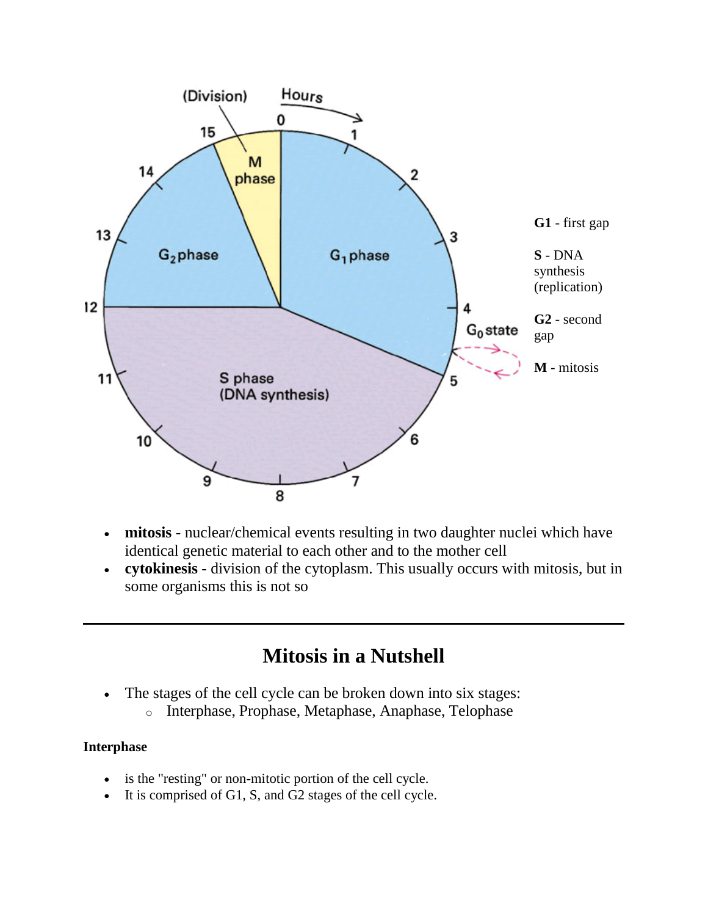**G1** - first gap

**S** - DNA synthesis (replication)

**G2** - second gap

**M** - mitosis

- **mitosis** - nuclear/chemical events resulting in two daughter nuclei which have identical genetic material to each other and to the mother cell
- **cytokinesis** - division of the cytoplasm. This usually occurs with mitosis, but in some organisms this is not so

---

## Mitosis in a Nutshell

- The stages of the cell cycle can be broken down into six stages:
    - Interphase, Prophase, Metaphase, Anaphase, Telophase

**Interphase**

- is the "resting" or non-mitotic portion of the cell cycle.
- It is comprised of G1, S, and G2 stages of the cell cycle.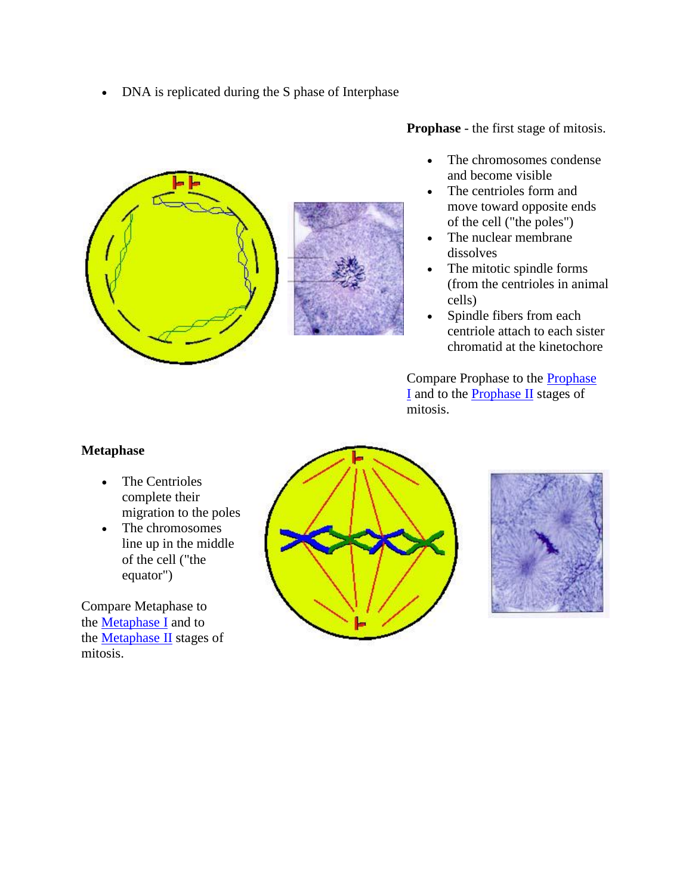- DNA is replicated during the S phase of Interphase

**Prophase** - the first stage of mitosis.

- The chromosomes condense and become visible
- The centrioles form and move toward opposite ends of the cell ("the poles")
- The nuclear membrane dissolves
- The mitotic spindle forms (from the centrioles in animal cells)
- Spindle fibers from each centriole attach to each sister chromatid at the kinetochore

Compare Prophase to the [Prophase I]() and to the [Prophase II]() stages of mitosis.

**Metaphase**

- The Centrioles complete their migration to the poles
- The chromosomes line up in the middle of the cell ("the equator")

Compare Metaphase to the [Metaphase I]() and to the [Metaphase II]() stages of mitosis.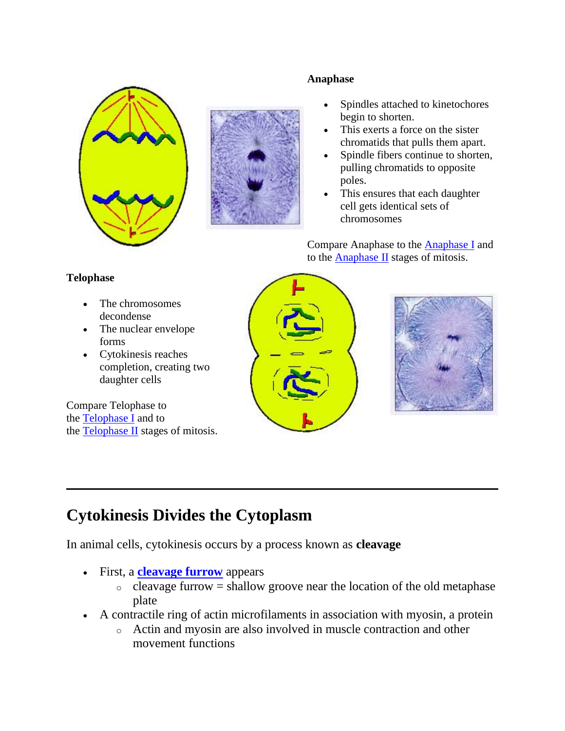**Anaphase**

- Spindles attached to kinetochores begin to shorten.
- This exerts a force on the sister chromatids that pulls them apart.
- Spindle fibers continue to shorten, pulling chromatids to opposite poles.
- This ensures that each daughter cell gets identical sets of chromosomes

Compare Anaphase to the Anaphase I and to the Anaphase II stages of mitosis.

**Telophase**

- The chromosomes decondense
- The nuclear envelope forms
- Cytokinesis reaches completion, creating two daughter cells

Compare Telophase to the Telophase I and to the Telophase II stages of mitosis.

---

# Cytokinesis Divides the Cytoplasm

In animal cells, cytokinesis occurs by a process known as **cleavage**

- First, a **cleavage furrow** appears
  - cleavage furrow = shallow groove near the location of the old metaphase plate
- A contractile ring of actin microfilaments in association with myosin, a protein
  - Actin and myosin are also involved in muscle contraction and other movement functions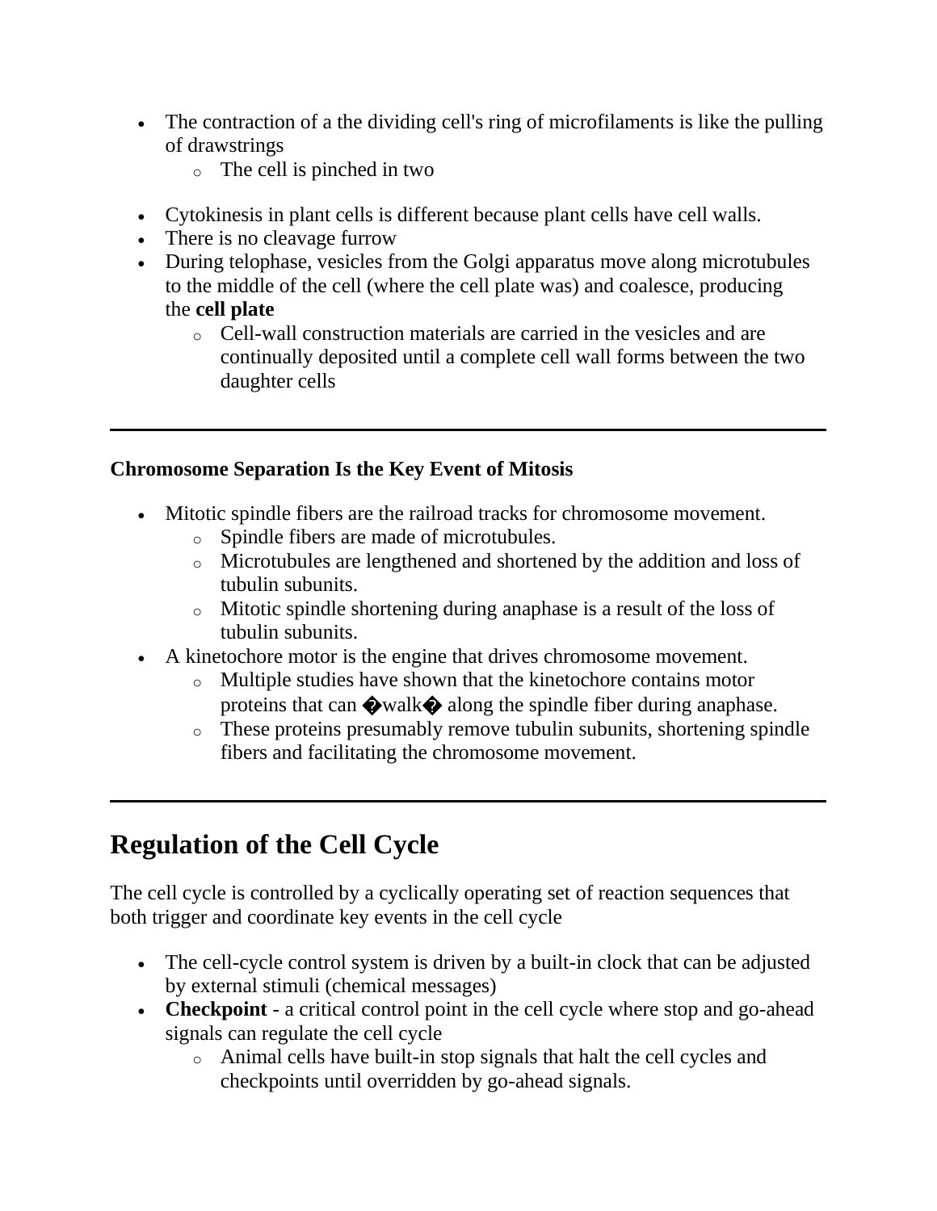- The contraction of a the dividing cell's ring of microfilaments is like the pulling of drawstrings
  - The cell is pinched in two

- Cytokinesis in plant cells is different because plant cells have cell walls.
- There is no cleavage furrow
- During telophase, vesicles from the Golgi apparatus move along microtubules to the middle of the cell (where the cell plate was) and coalesce, producing the **cell plate**
  - Cell-wall construction materials are carried in the vesicles and are continually deposited until a complete cell wall forms between the two daughter cells

---

**Chromosome Separation Is the Key Event of Mitosis**

- Mitotic spindle fibers are the railroad tracks for chromosome movement.
  - Spindle fibers are made of microtubules.
  - Microtubules are lengthened and shortened by the addition and loss of tubulin subunits.
  - Mitotic spindle shortening during anaphase is a result of the loss of tubulin subunits.
- A kinetochore motor is the engine that drives chromosome movement.
  - Multiple studies have shown that the kinetochore contains motor proteins that can �walk� along the spindle fiber during anaphase.
  - These proteins presumably remove tubulin subunits, shortening spindle fibers and facilitating the chromosome movement.

---

# Regulation of the Cell Cycle

The cell cycle is controlled by a cyclically operating set of reaction sequences that both trigger and coordinate key events in the cell cycle

- The cell-cycle control system is driven by a built-in clock that can be adjusted by external stimuli (chemical messages)
- **Checkpoint** - a critical control point in the cell cycle where stop and go-ahead signals can regulate the cell cycle
  - Animal cells have built-in stop signals that halt the cell cycles and checkpoints until overridden by go-ahead signals.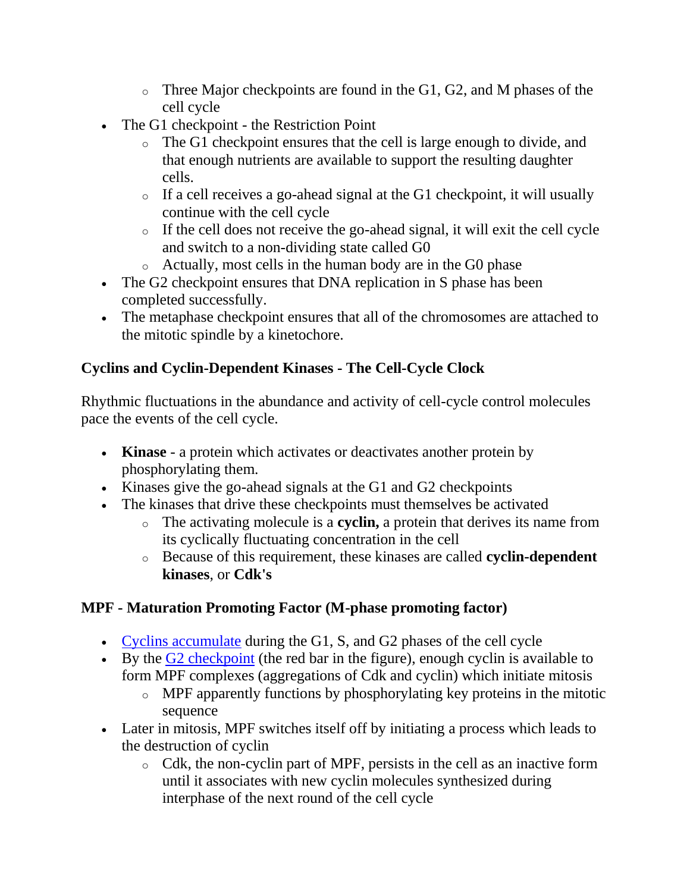- Three Major checkpoints are found in the G1, G2, and M phases of the cell cycle
- The G1 checkpoint - the Restriction Point
    - The G1 checkpoint ensures that the cell is large enough to divide, and that enough nutrients are available to support the resulting daughter cells.
    - If a cell receives a go-ahead signal at the G1 checkpoint, it will usually continue with the cell cycle
    - If the cell does not receive the go-ahead signal, it will exit the cell cycle and switch to a non-dividing state called G0
    - Actually, most cells in the human body are in the G0 phase
- The G2 checkpoint ensures that DNA replication in S phase has been completed successfully.
- The metaphase checkpoint ensures that all of the chromosomes are attached to the mitotic spindle by a kinetochore.

**Cyclins and Cyclin-Dependent Kinases - The Cell-Cycle Clock**

Rhythmic fluctuations in the abundance and activity of cell-cycle control molecules pace the events of the cell cycle.

- **Kinase** - a protein which activates or deactivates another protein by phosphorylating them.
- Kinases give the go-ahead signals at the G1 and G2 checkpoints
- The kinases that drive these checkpoints must themselves be activated
    - The activating molecule is a **cyclin,** a protein that derives its name from its cyclically fluctuating concentration in the cell
    - Because of this requirement, these kinases are called **cyclin-dependent kinases**, or **Cdk's**

**MPF - Maturation Promoting Factor (M-phase promoting factor)**

- Cyclins accumulate during the G1, S, and G2 phases of the cell cycle
- By the G2 checkpoint (the red bar in the figure), enough cyclin is available to form MPF complexes (aggregations of Cdk and cyclin) which initiate mitosis
    - MPF apparently functions by phosphorylating key proteins in the mitotic sequence
- Later in mitosis, MPF switches itself off by initiating a process which leads to the destruction of cyclin
    - Cdk, the non-cyclin part of MPF, persists in the cell as an inactive form until it associates with new cyclin molecules synthesized during interphase of the next round of the cell cycle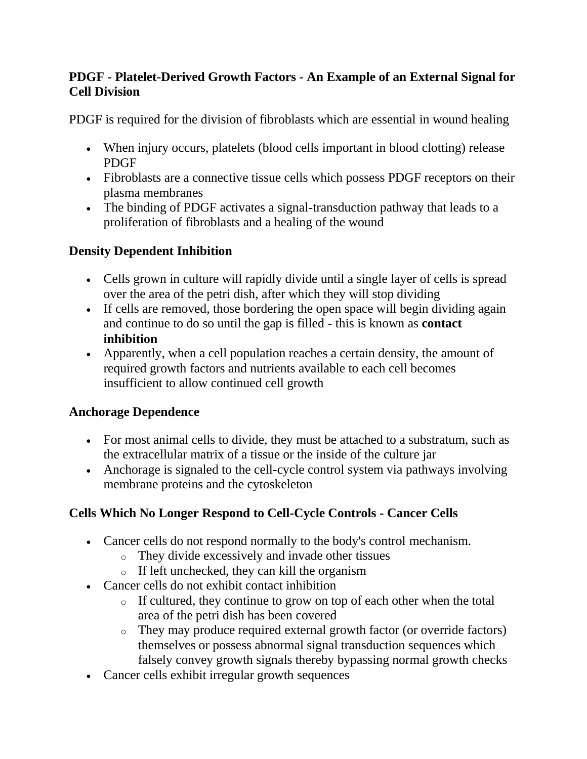**PDGF - Platelet-Derived Growth Factors - An Example of an External Signal for Cell Division**

PDGF is required for the division of fibroblasts which are essential in wound healing

- When injury occurs, platelets (blood cells important in blood clotting) release PDGF
- Fibroblasts are a connective tissue cells which possess PDGF receptors on their plasma membranes
- The binding of PDGF activates a signal-transduction pathway that leads to a proliferation of fibroblasts and a healing of the wound

**Density Dependent Inhibition**

- Cells grown in culture will rapidly divide until a single layer of cells is spread over the area of the petri dish, after which they will stop dividing
- If cells are removed, those bordering the open space will begin dividing again and continue to do so until the gap is filled - this is known as **contact inhibition**
- Apparently, when a cell population reaches a certain density, the amount of required growth factors and nutrients available to each cell becomes insufficient to allow continued cell growth

**Anchorage Dependence**

- For most animal cells to divide, they must be attached to a substratum, such as the extracellular matrix of a tissue or the inside of the culture jar
- Anchorage is signaled to the cell-cycle control system via pathways involving membrane proteins and the cytoskeleton

**Cells Which No Longer Respond to Cell-Cycle Controls - Cancer Cells**

- Cancer cells do not respond normally to the body's control mechanism.
  - They divide excessively and invade other tissues
  - If left unchecked, they can kill the organism
- Cancer cells do not exhibit contact inhibition
  - If cultured, they continue to grow on top of each other when the total area of the petri dish has been covered
  - They may produce required external growth factor (or override factors) themselves or possess abnormal signal transduction sequences which falsely convey growth signals thereby bypassing normal growth checks
- Cancer cells exhibit irregular growth sequences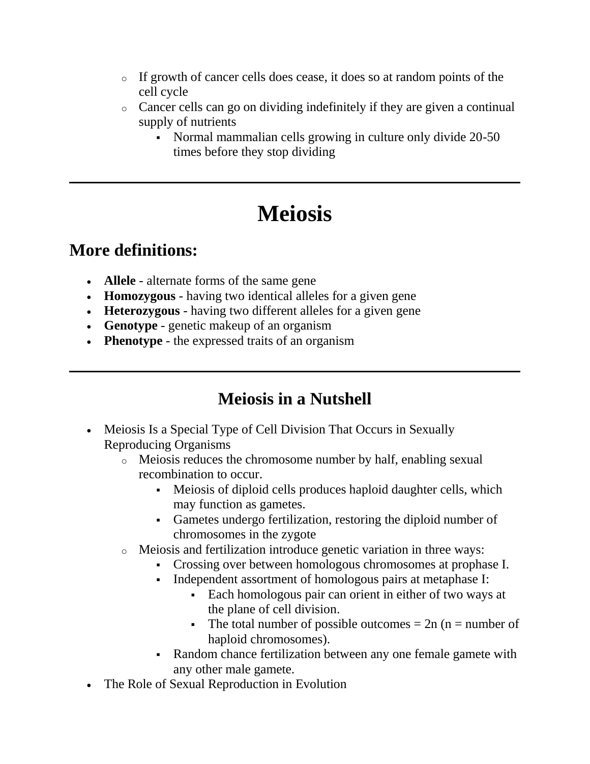- If growth of cancer cells does cease, it does so at random points of the cell cycle
    - Cancer cells can go on dividing indefinitely if they are given a continual supply of nutrients
        - Normal mammalian cells growing in culture only divide 20-50 times before they stop dividing

---

# Meiosis

## More definitions:

- **Allele** - alternate forms of the same gene
- **Homozygous** - having two identical alleles for a given gene
- **Heterozygous** - having two different alleles for a given gene
- **Genotype** - genetic makeup of an organism
- **Phenotype** - the expressed traits of an organism

---

### Meiosis in a Nutshell

- Meiosis Is a Special Type of Cell Division That Occurs in Sexually Reproducing Organisms
    - Meiosis reduces the chromosome number by half, enabling sexual recombination to occur.
        - Meiosis of diploid cells produces haploid daughter cells, which may function as gametes.
        - Gametes undergo fertilization, restoring the diploid number of chromosomes in the zygote
    - Meiosis and fertilization introduce genetic variation in three ways:
        - Crossing over between homologous chromosomes at prophase I.
        - Independent assortment of homologous pairs at metaphase I:
            - Each homologous pair can orient in either of two ways at the plane of cell division.
            - The total number of possible outcomes = 2n (n = number of haploid chromosomes).
        - Random chance fertilization between any one female gamete with any other male gamete.
- The Role of Sexual Reproduction in Evolution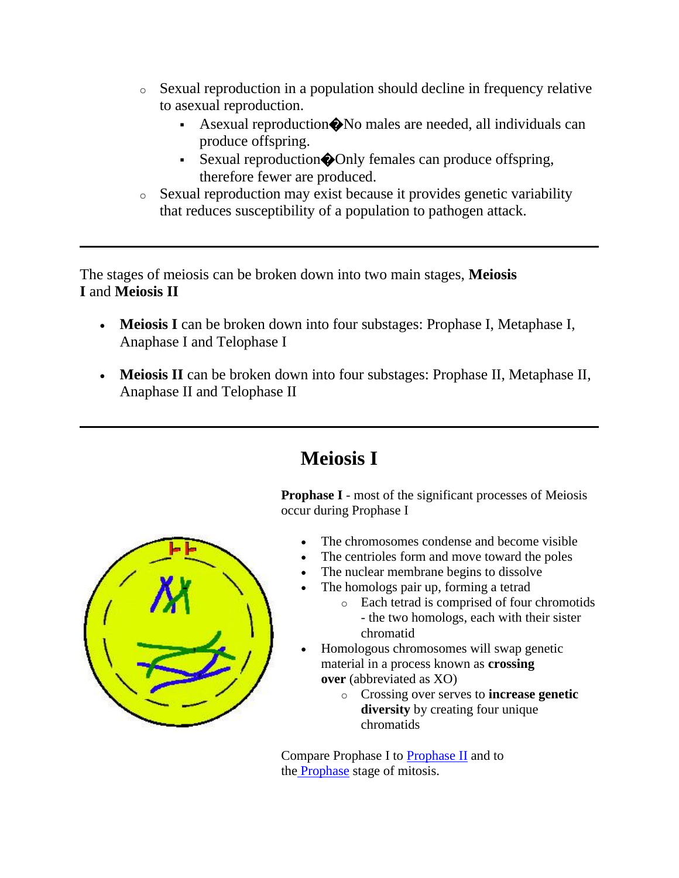- Sexual reproduction in a population should decline in frequency relative to asexual reproduction.
  - Asexual reproduction�No males are needed, all individuals can produce offspring.
  - Sexual reproduction�Only females can produce offspring, therefore fewer are produced.
- Sexual reproduction may exist because it provides genetic variability that reduces susceptibility of a population to pathogen attack.

---

The stages of meiosis can be broken down into two main stages, **Meiosis I** and **Meiosis II**

- **Meiosis I** can be broken down into four substages: Prophase I, Metaphase I, Anaphase I and Telophase I
- **Meiosis II** can be broken down into four substages: Prophase II, Metaphase II, Anaphase II and Telophase II

---

## Meiosis I

**Prophase I** - most of the significant processes of Meiosis occur during Prophase I

- The chromosomes condense and become visible
- The centrioles form and move toward the poles
- The nuclear membrane begins to dissolve
- The homologs pair up, forming a tetrad
  - Each tetrad is comprised of four chromotids - the two homologs, each with their sister chromatid
- Homologous chromosomes will swap genetic material in a process known as **crossing over** (abbreviated as XO)
  - Crossing over serves to **increase genetic diversity** by creating four unique chromatids

Compare Prophase I to Prophase II and to the Prophase stage of mitosis.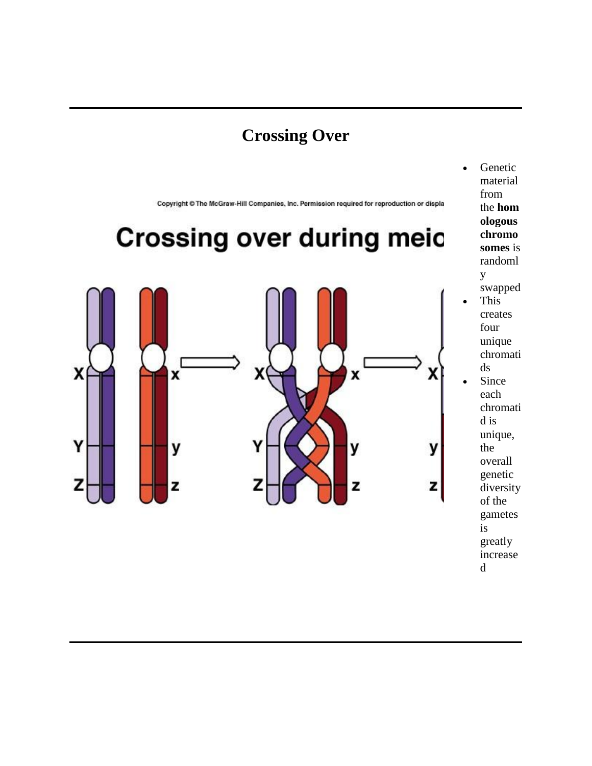# Crossing Over

- Genetic material from the **homologous chromosomes** is randomly swapped
- This creates four unique chromatids
- Since each chromatid is unique, the overall genetic diversity of the gametes is greatly increased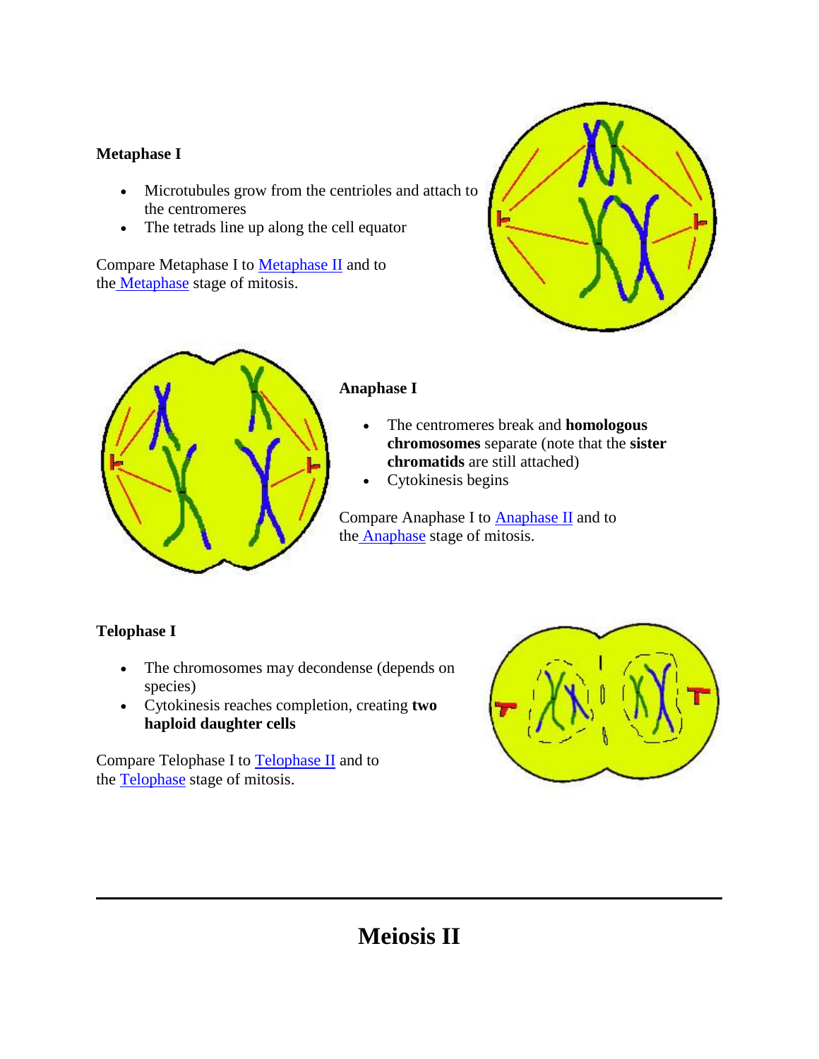**Metaphase I**

- Microtubules grow from the centrioles and attach to the centromeres
- The tetrads line up along the cell equator

Compare Metaphase I to Metaphase II and to the Metaphase stage of mitosis.

**Anaphase I**

- The centromeres break and **homologous chromosomes** separate (note that the **sister chromatids** are still attached)
- Cytokinesis begins

Compare Anaphase I to Anaphase II and to the Anaphase stage of mitosis.

**Telophase I**

- The chromosomes may decondense (depends on species)
- Cytokinesis reaches completion, creating **two haploid daughter cells**

Compare Telophase I to Telophase II and to the Telophase stage of mitosis.

---

# Meiosis II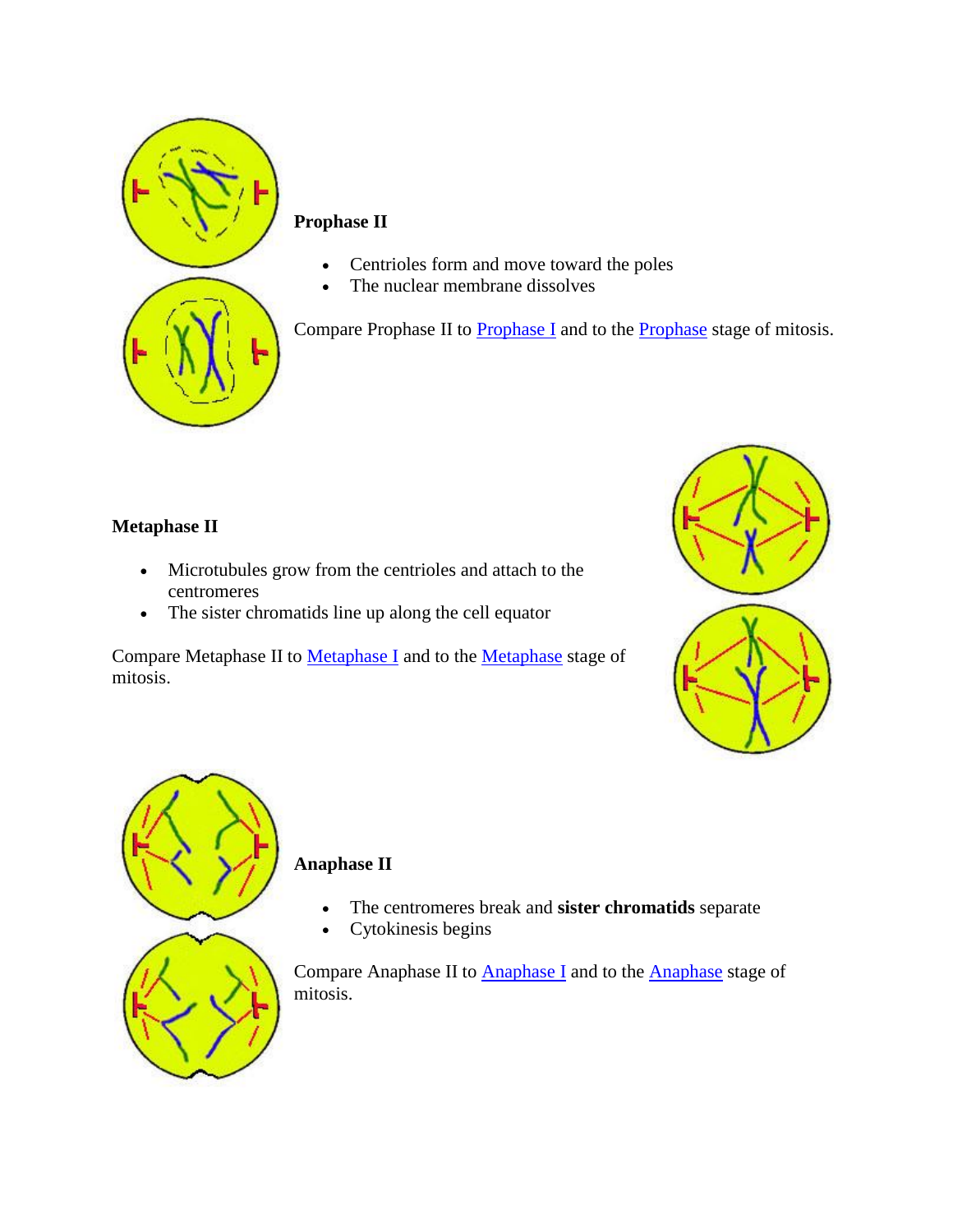### Prophase II

- Centrioles form and move toward the poles
- The nuclear membrane dissolves

Compare Prophase II to Prophase I and to the Prophase stage of mitosis.

### Metaphase II

- Microtubules grow from the centrioles and attach to the centromeres
- The sister chromatids line up along the cell equator

Compare Metaphase II to Metaphase I and to the Metaphase stage of mitosis.

### Anaphase II

- The centromeres break and **sister chromatids** separate
- Cytokinesis begins

Compare Anaphase II to Anaphase I and to the Anaphase stage of mitosis.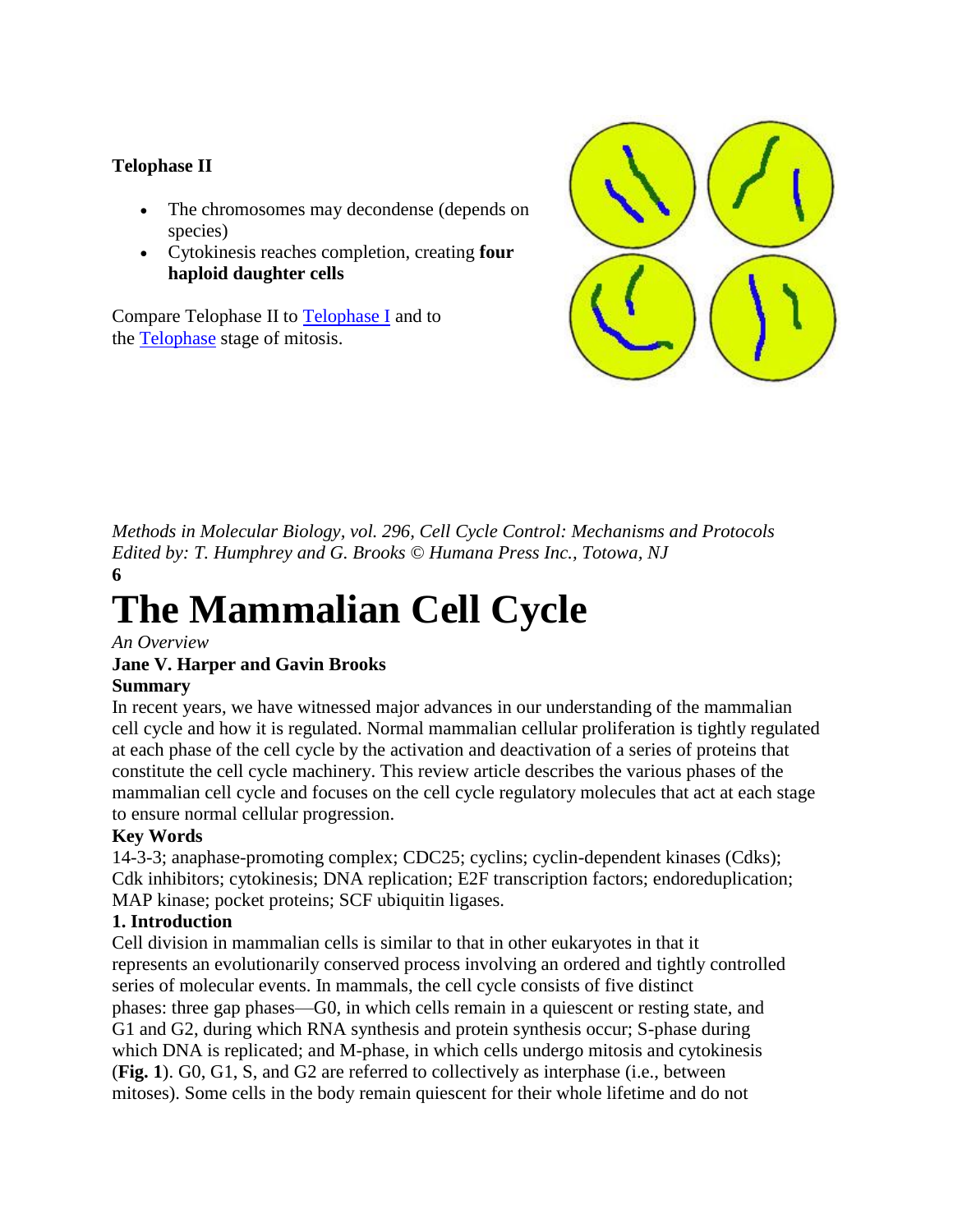**Telophase II**

- The chromosomes may decondense (depends on species)
- Cytokinesis reaches completion, creating **four haploid daughter cells**

Compare Telophase II to [Telophase I] and to the [Telophase] stage of mitosis.

*Methods in Molecular Biology, vol. 296, Cell Cycle Control: Mechanisms and Protocols*
*Edited by: T. Humphrey and G. Brooks © Humana Press Inc., Totowa, NJ*

**6**

# The Mammalian Cell Cycle

*An Overview*

**Jane V. Harper and Gavin Brooks**

**Summary**

In recent years, we have witnessed major advances in our understanding of the mammalian cell cycle and how it is regulated. Normal mammalian cellular proliferation is tightly regulated at each phase of the cell cycle by the activation and deactivation of a series of proteins that constitute the cell cycle machinery. This review article describes the various phases of the mammalian cell cycle and focuses on the cell cycle regulatory molecules that act at each stage to ensure normal cellular progression.

**Key Words**

14-3-3; anaphase-promoting complex; CDC25; cyclins; cyclin-dependent kinases (Cdks); Cdk inhibitors; cytokinesis; DNA replication; E2F transcription factors; endoreduplication; MAP kinase; pocket proteins; SCF ubiquitin ligases.

**1. Introduction**

Cell division in mammalian cells is similar to that in other eukaryotes in that it represents an evolutionarily conserved process involving an ordered and tightly controlled series of molecular events. In mammals, the cell cycle consists of five distinct phases: three gap phases—G0, in which cells remain in a quiescent or resting state, and G1 and G2, during which RNA synthesis and protein synthesis occur; S-phase during which DNA is replicated; and M-phase, in which cells undergo mitosis and cytokinesis (**Fig. 1**). G0, G1, S, and G2 are referred to collectively as interphase (i.e., between mitoses). Some cells in the body remain quiescent for their whole lifetime and do not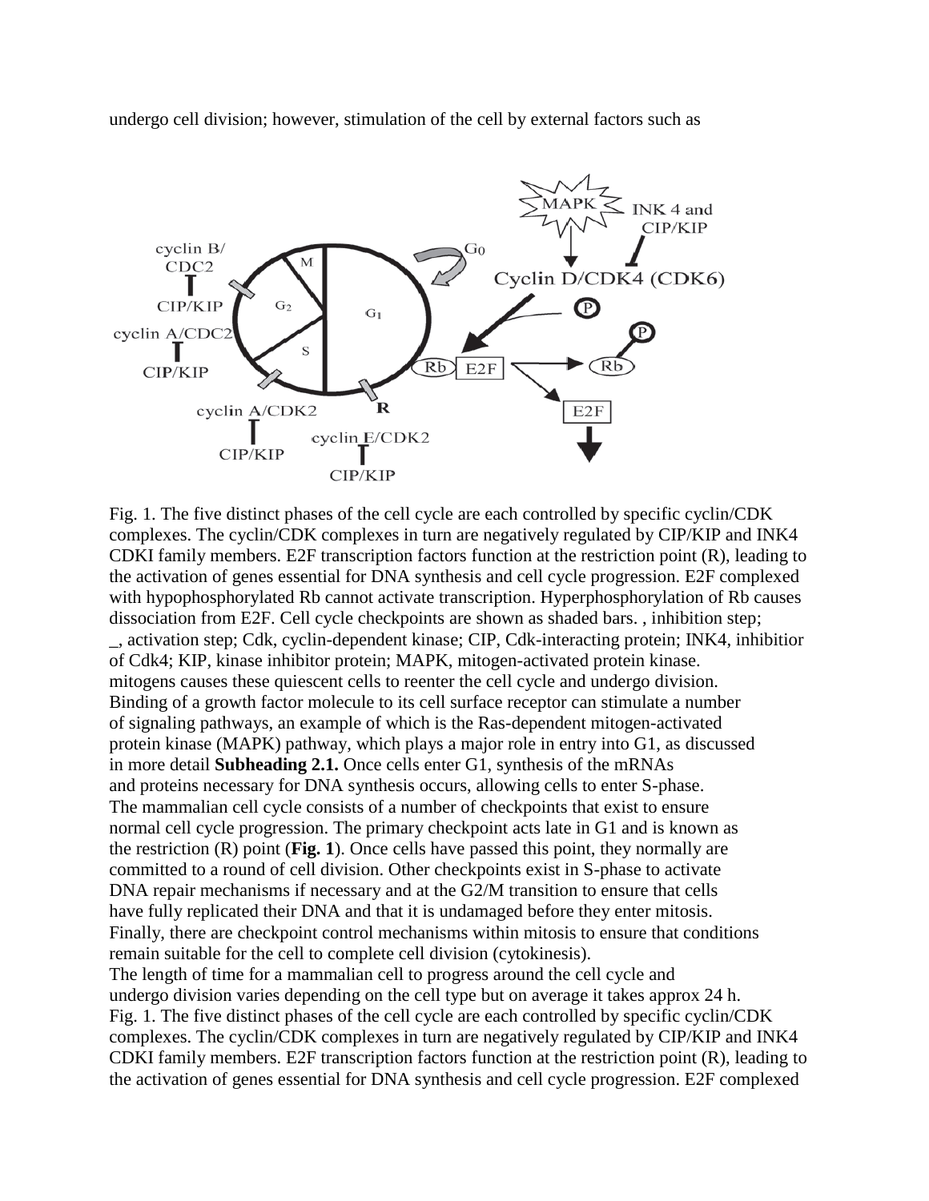undergo cell division; however, stimulation of the cell by external factors such as

Fig. 1. The five distinct phases of the cell cycle are each controlled by specific cyclin/CDK complexes. The cyclin/CDK complexes in turn are negatively regulated by CIP/KIP and INK4 CDKI family members. E2F transcription factors function at the restriction point (R), leading to the activation of genes essential for DNA synthesis and cell cycle progression. E2F complexed with hypophosphorylated Rb cannot activate transcription. Hyperphosphorylation of Rb causes dissociation from E2F. Cell cycle checkpoints are shown as shaded bars. , inhibition step; _, activation step; Cdk, cyclin-dependent kinase; CIP, Cdk-interacting protein; INK4, inhibitior of Cdk4; KIP, kinase inhibitor protein; MAPK, mitogen-activated protein kinase.

mitogens causes these quiescent cells to reenter the cell cycle and undergo division. Binding of a growth factor molecule to its cell surface receptor can stimulate a number of signaling pathways, an example of which is the Ras-dependent mitogen-activated protein kinase (MAPK) pathway, which plays a major role in entry into G1, as discussed in more detail **Subheading 2.1.** Once cells enter G1, synthesis of the mRNAs and proteins necessary for DNA synthesis occurs, allowing cells to enter S-phase.

The mammalian cell cycle consists of a number of checkpoints that exist to ensure normal cell cycle progression. The primary checkpoint acts late in G1 and is known as the restriction (R) point (**Fig. 1**). Once cells have passed this point, they normally are committed to a round of cell division. Other checkpoints exist in S-phase to activate DNA repair mechanisms if necessary and at the G2/M transition to ensure that cells have fully replicated their DNA and that it is undamaged before they enter mitosis. Finally, there are checkpoint control mechanisms within mitosis to ensure that conditions remain suitable for the cell to complete cell division (cytokinesis).

The length of time for a mammalian cell to progress around the cell cycle and undergo division varies depending on the cell type but on average it takes approx 24 h.

Fig. 1. The five distinct phases of the cell cycle are each controlled by specific cyclin/CDK complexes. The cyclin/CDK complexes in turn are negatively regulated by CIP/KIP and INK4 CDKI family members. E2F transcription factors function at the restriction point (R), leading to the activation of genes essential for DNA synthesis and cell cycle progression. E2F complexed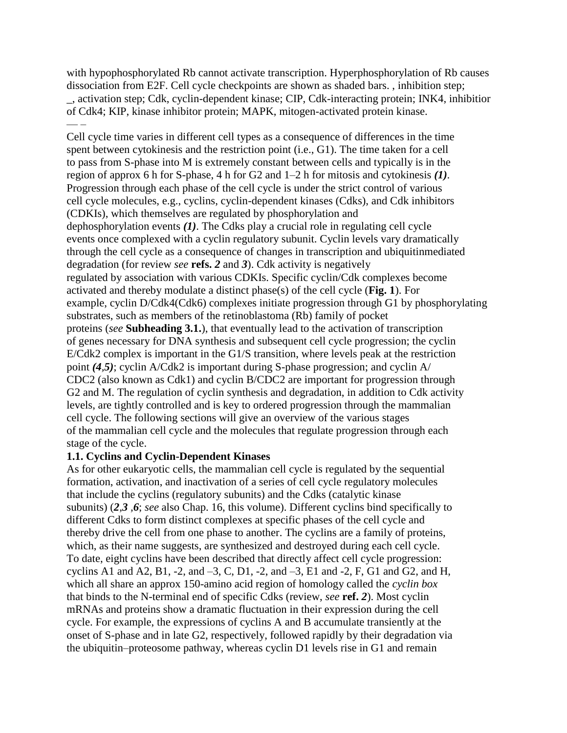with hypophosphorylated Rb cannot activate transcription. Hyperphosphorylation of Rb causes dissociation from E2F. Cell cycle checkpoints are shown as shaded bars. , inhibition step; _, activation step; Cdk, cyclin-dependent kinase; CIP, Cdk-interacting protein; INK4, inhibitior of Cdk4; KIP, kinase inhibitor protein; MAPK, mitogen-activated protein kinase.
— –

Cell cycle time varies in different cell types as a consequence of differences in the time spent between cytokinesis and the restriction point (i.e., G1). The time taken for a cell to pass from S-phase into M is extremely constant between cells and typically is in the region of approx 6 h for S-phase, 4 h for G2 and 1–2 h for mitosis and cytokinesis ***(1)***. Progression through each phase of the cell cycle is under the strict control of various cell cycle molecules, e.g., cyclins, cyclin-dependent kinases (Cdks), and Cdk inhibitors (CDKIs), which themselves are regulated by phosphorylation and dephosphorylation events ***(1)***. The Cdks play a crucial role in regulating cell cycle events once complexed with a cyclin regulatory subunit. Cyclin levels vary dramatically through the cell cycle as a consequence of changes in transcription and ubiquitinmediated degradation (for review *see* **refs.** ***2*** and ***3***). Cdk activity is negatively regulated by association with various CDKIs. Specific cyclin/Cdk complexes become activated and thereby modulate a distinct phase(s) of the cell cycle (**Fig. 1**). For example, cyclin D/Cdk4(Cdk6) complexes initiate progression through G1 by phosphorylating substrates, such as members of the retinoblastoma (Rb) family of pocket proteins (*see* **Subheading 3.1.**), that eventually lead to the activation of transcription of genes necessary for DNA synthesis and subsequent cell cycle progression; the cyclin E/Cdk2 complex is important in the G1/S transition, where levels peak at the restriction point ***(4,5)***; cyclin A/Cdk2 is important during S-phase progression; and cyclin A/ CDC2 (also known as Cdk1) and cyclin B/CDC2 are important for progression through G2 and M. The regulation of cyclin synthesis and degradation, in addition to Cdk activity levels, are tightly controlled and is key to ordered progression through the mammalian cell cycle. The following sections will give an overview of the various stages of the mammalian cell cycle and the molecules that regulate progression through each stage of the cycle.

**1.1. Cyclins and Cyclin-Dependent Kinases**

As for other eukaryotic cells, the mammalian cell cycle is regulated by the sequential formation, activation, and inactivation of a series of cell cycle regulatory molecules that include the cyclins (regulatory subunits) and the Cdks (catalytic kinase subunits) (***2***,***3*** ,***6***; *see* also Chap. 16, this volume). Different cyclins bind specifically to different Cdks to form distinct complexes at specific phases of the cell cycle and thereby drive the cell from one phase to another. The cyclins are a family of proteins, which, as their name suggests, are synthesized and destroyed during each cell cycle. To date, eight cyclins have been described that directly affect cell cycle progression: cyclins A1 and A2, B1, -2, and –3, C, D1, -2, and –3, E1 and -2, F, G1 and G2, and H, which all share an approx 150-amino acid region of homology called the *cyclin box* that binds to the N-terminal end of specific Cdks (review, *see* **ref.** ***2***). Most cyclin mRNAs and proteins show a dramatic fluctuation in their expression during the cell cycle. For example, the expressions of cyclins A and B accumulate transiently at the onset of S-phase and in late G2, respectively, followed rapidly by their degradation via the ubiquitin–proteosome pathway, whereas cyclin D1 levels rise in G1 and remain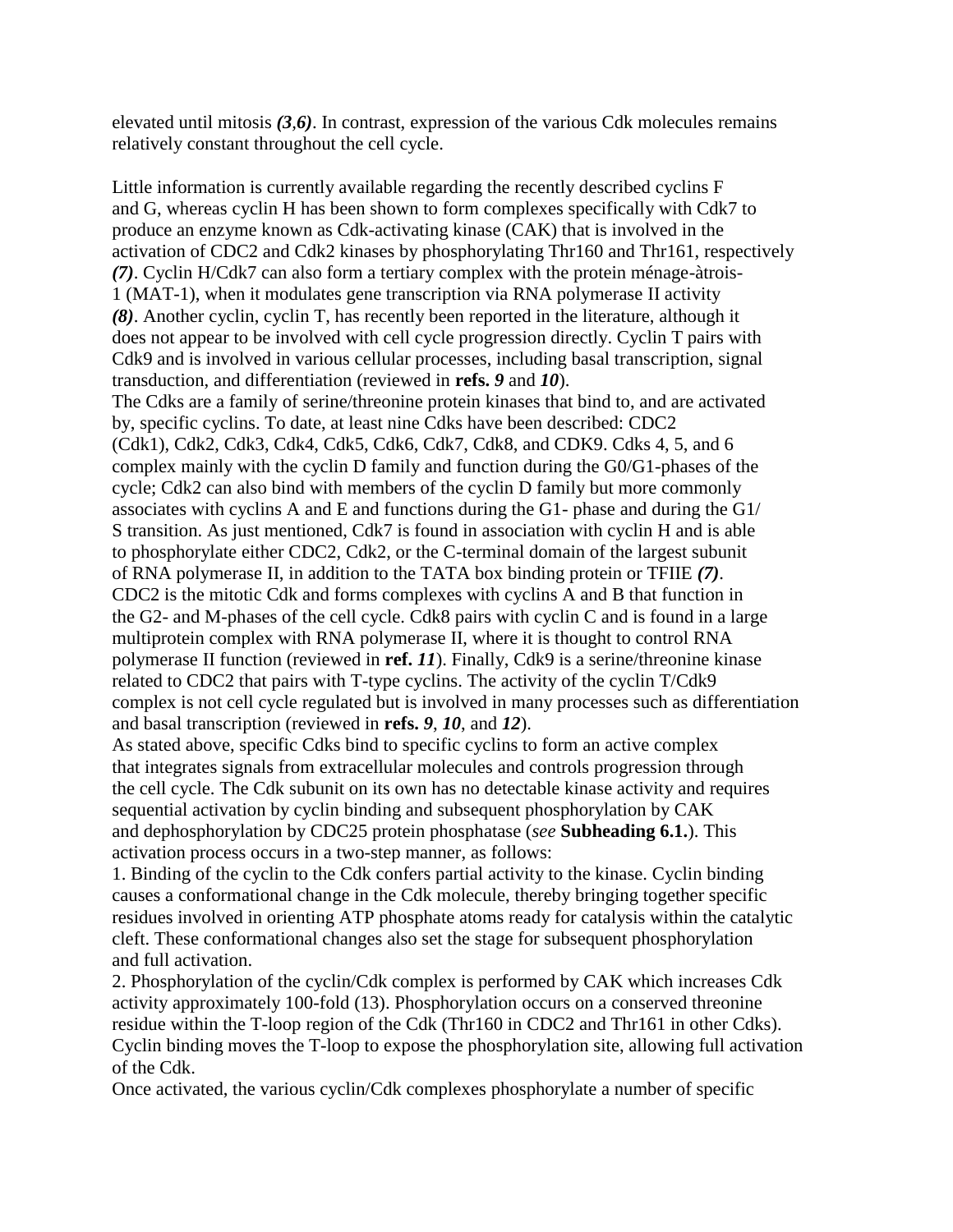elevated until mitosis *(3,6)*. In contrast, expression of the various Cdk molecules remains relatively constant throughout the cell cycle.

Little information is currently available regarding the recently described cyclins F and G, whereas cyclin H has been shown to form complexes specifically with Cdk7 to produce an enzyme known as Cdk-activating kinase (CAK) that is involved in the activation of CDC2 and Cdk2 kinases by phosphorylating Thr160 and Thr161, respectively *(7)*. Cyclin H/Cdk7 can also form a tertiary complex with the protein ménage-àtrois-1 (MAT-1), when it modulates gene transcription via RNA polymerase II activity *(8)*. Another cyclin, cyclin T, has recently been reported in the literature, although it does not appear to be involved with cell cycle progression directly. Cyclin T pairs with Cdk9 and is involved in various cellular processes, including basal transcription, signal transduction, and differentiation (reviewed in **refs.** ***9*** and ***10***).

The Cdks are a family of serine/threonine protein kinases that bind to, and are activated by, specific cyclins. To date, at least nine Cdks have been described: CDC2 (Cdk1), Cdk2, Cdk3, Cdk4, Cdk5, Cdk6, Cdk7, Cdk8, and CDK9. Cdks 4, 5, and 6 complex mainly with the cyclin D family and function during the G0/G1-phases of the cycle; Cdk2 can also bind with members of the cyclin D family but more commonly associates with cyclins A and E and functions during the G1- phase and during the G1/S transition. As just mentioned, Cdk7 is found in association with cyclin H and is able to phosphorylate either CDC2, Cdk2, or the C-terminal domain of the largest subunit of RNA polymerase II, in addition to the TATA box binding protein or TFIIE *(7)*. CDC2 is the mitotic Cdk and forms complexes with cyclins A and B that function in the G2- and M-phases of the cell cycle. Cdk8 pairs with cyclin C and is found in a large multiprotein complex with RNA polymerase II, where it is thought to control RNA polymerase II function (reviewed in **ref.** ***11***). Finally, Cdk9 is a serine/threonine kinase related to CDC2 that pairs with T-type cyclins. The activity of the cyclin T/Cdk9 complex is not cell cycle regulated but is involved in many processes such as differentiation and basal transcription (reviewed in **refs.** ***9***, ***10***, and ***12***).

As stated above, specific Cdks bind to specific cyclins to form an active complex that integrates signals from extracellular molecules and controls progression through the cell cycle. The Cdk subunit on its own has no detectable kinase activity and requires sequential activation by cyclin binding and subsequent phosphorylation by CAK and dephosphorylation by CDC25 protein phosphatase (*see* **Subheading 6.1.**). This activation process occurs in a two-step manner, as follows:

1. Binding of the cyclin to the Cdk confers partial activity to the kinase. Cyclin binding causes a conformational change in the Cdk molecule, thereby bringing together specific residues involved in orienting ATP phosphate atoms ready for catalysis within the catalytic cleft. These conformational changes also set the stage for subsequent phosphorylation and full activation.
2. Phosphorylation of the cyclin/Cdk complex is performed by CAK which increases Cdk activity approximately 100-fold (13). Phosphorylation occurs on a conserved threonine residue within the T-loop region of the Cdk (Thr160 in CDC2 and Thr161 in other Cdks). Cyclin binding moves the T-loop to expose the phosphorylation site, allowing full activation of the Cdk.

Once activated, the various cyclin/Cdk complexes phosphorylate a number of specific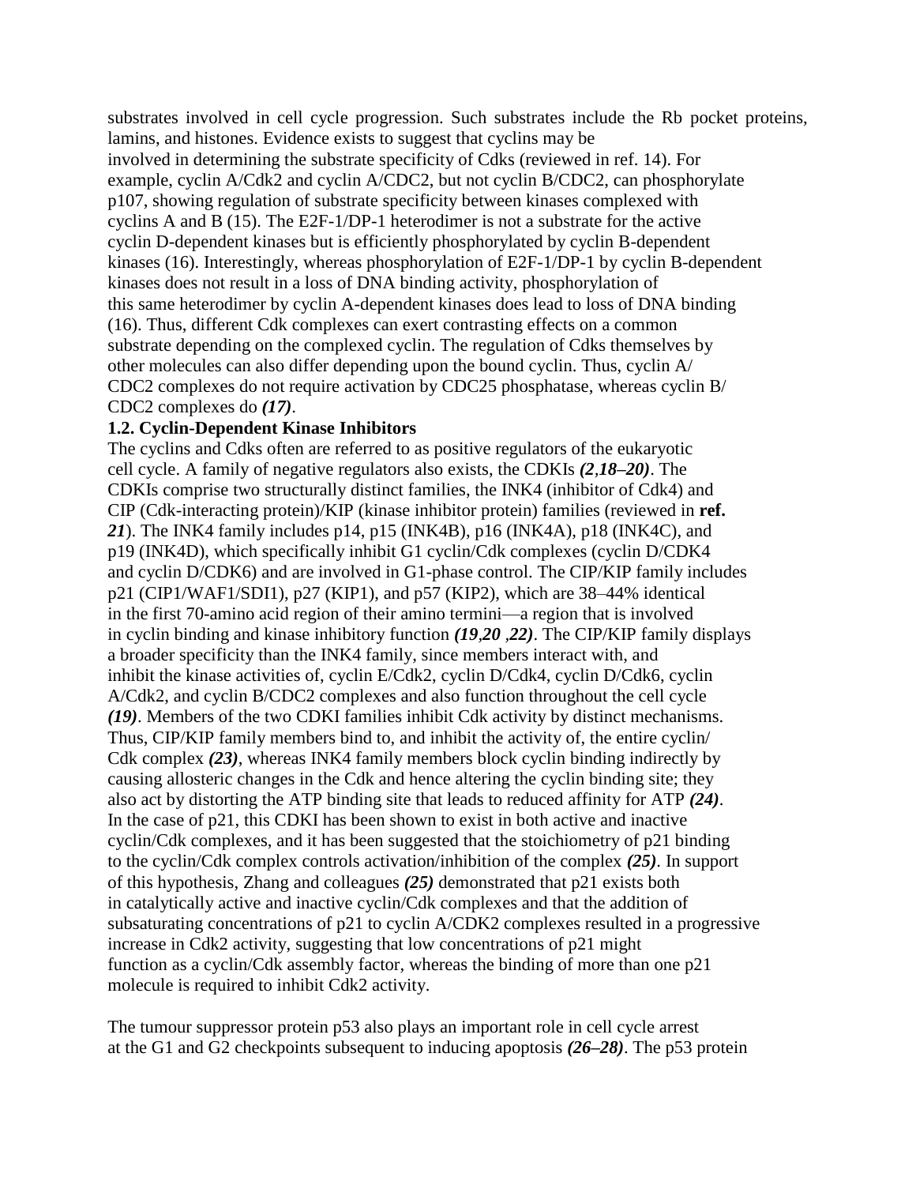substrates involved in cell cycle progression. Such substrates include the Rb pocket proteins, lamins, and histones. Evidence exists to suggest that cyclins may be involved in determining the substrate specificity of Cdks (reviewed in ref. 14). For example, cyclin A/Cdk2 and cyclin A/CDC2, but not cyclin B/CDC2, can phosphorylate p107, showing regulation of substrate specificity between kinases complexed with cyclins A and B (15). The E2F-1/DP-1 heterodimer is not a substrate for the active cyclin D-dependent kinases but is efficiently phosphorylated by cyclin B-dependent kinases (16). Interestingly, whereas phosphorylation of E2F-1/DP-1 by cyclin B-dependent kinases does not result in a loss of DNA binding activity, phosphorylation of this same heterodimer by cyclin A-dependent kinases does lead to loss of DNA binding (16). Thus, different Cdk complexes can exert contrasting effects on a common substrate depending on the complexed cyclin. The regulation of Cdks themselves by other molecules can also differ depending upon the bound cyclin. Thus, cyclin A/ CDC2 complexes do not require activation by CDC25 phosphatase, whereas cyclin B/ CDC2 complexes do ***(17)***.

**1.2. Cyclin-Dependent Kinase Inhibitors**

The cyclins and Cdks often are referred to as positive regulators of the eukaryotic cell cycle. A family of negative regulators also exists, the CDKIs ***(2***,***18–20)***. The CDKIs comprise two structurally distinct families, the INK4 (inhibitor of Cdk4) and CIP (Cdk-interacting protein)/KIP (kinase inhibitor protein) families (reviewed in **ref. *21***). The INK4 family includes p14, p15 (INK4B), p16 (INK4A), p18 (INK4C), and p19 (INK4D), which specifically inhibit G1 cyclin/Cdk complexes (cyclin D/CDK4 and cyclin D/CDK6) and are involved in G1-phase control. The CIP/KIP family includes p21 (CIP1/WAF1/SDI1), p27 (KIP1), and p57 (KIP2), which are 38–44% identical in the first 70-amino acid region of their amino termini—a region that is involved in cyclin binding and kinase inhibitory function ***(19***,***20*** ,***22)***. The CIP/KIP family displays a broader specificity than the INK4 family, since members interact with, and inhibit the kinase activities of, cyclin E/Cdk2, cyclin D/Cdk4, cyclin D/Cdk6, cyclin A/Cdk2, and cyclin B/CDC2 complexes and also function throughout the cell cycle ***(19)***. Members of the two CDKI families inhibit Cdk activity by distinct mechanisms. Thus, CIP/KIP family members bind to, and inhibit the activity of, the entire cyclin/ Cdk complex ***(23)***, whereas INK4 family members block cyclin binding indirectly by causing allosteric changes in the Cdk and hence altering the cyclin binding site; they also act by distorting the ATP binding site that leads to reduced affinity for ATP ***(24)***. In the case of p21, this CDKI has been shown to exist in both active and inactive cyclin/Cdk complexes, and it has been suggested that the stoichiometry of p21 binding to the cyclin/Cdk complex controls activation/inhibition of the complex ***(25)***. In support of this hypothesis, Zhang and colleagues ***(25)*** demonstrated that p21 exists both in catalytically active and inactive cyclin/Cdk complexes and that the addition of subsaturating concentrations of p21 to cyclin A/CDK2 complexes resulted in a progressive increase in Cdk2 activity, suggesting that low concentrations of p21 might function as a cyclin/Cdk assembly factor, whereas the binding of more than one p21 molecule is required to inhibit Cdk2 activity.

The tumour suppressor protein p53 also plays an important role in cell cycle arrest at the G1 and G2 checkpoints subsequent to inducing apoptosis ***(26–28)***. The p53 protein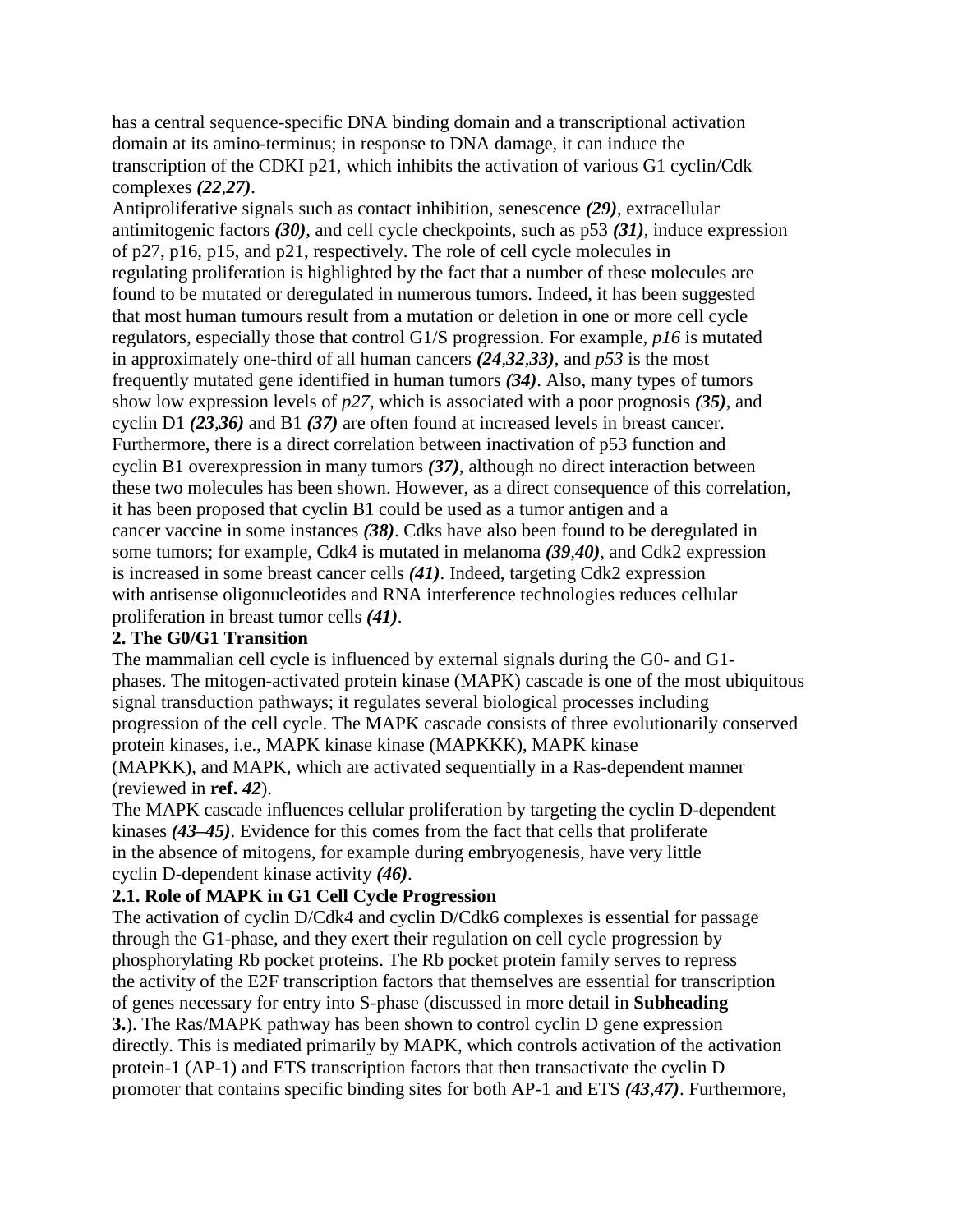has a central sequence-specific DNA binding domain and a transcriptional activation domain at its amino-terminus; in response to DNA damage, it can induce the transcription of the CDKI p21, which inhibits the activation of various G1 cyclin/Cdk complexes ***(22,27)***.

Antiproliferative signals such as contact inhibition, senescence ***(29)***, extracellular antimitogenic factors ***(30)***, and cell cycle checkpoints, such as p53 ***(31)***, induce expression of p27, p16, p15, and p21, respectively. The role of cell cycle molecules in regulating proliferation is highlighted by the fact that a number of these molecules are found to be mutated or deregulated in numerous tumors. Indeed, it has been suggested that most human tumours result from a mutation or deletion in one or more cell cycle regulators, especially those that control G1/S progression. For example, *p16* is mutated in approximately one-third of all human cancers ***(24,32,33)***, and *p53* is the most frequently mutated gene identified in human tumors ***(34)***. Also, many types of tumors show low expression levels of *p27*, which is associated with a poor prognosis ***(35)***, and cyclin D1 ***(23,36)*** and B1 ***(37)*** are often found at increased levels in breast cancer. Furthermore, there is a direct correlation between inactivation of p53 function and cyclin B1 overexpression in many tumors ***(37)***, although no direct interaction between these two molecules has been shown. However, as a direct consequence of this correlation, it has been proposed that cyclin B1 could be used as a tumor antigen and a cancer vaccine in some instances ***(38)***. Cdks have also been found to be deregulated in some tumors; for example, Cdk4 is mutated in melanoma ***(39,40)***, and Cdk2 expression is increased in some breast cancer cells ***(41)***. Indeed, targeting Cdk2 expression with antisense oligonucleotides and RNA interference technologies reduces cellular proliferation in breast tumor cells ***(41)***.

## 2. The G0/G1 Transition

The mammalian cell cycle is influenced by external signals during the G0- and G1-phases. The mitogen-activated protein kinase (MAPK) cascade is one of the most ubiquitous signal transduction pathways; it regulates several biological processes including progression of the cell cycle. The MAPK cascade consists of three evolutionarily conserved protein kinases, i.e., MAPK kinase kinase (MAPKKK), MAPK kinase (MAPKK), and MAPK, which are activated sequentially in a Ras-dependent manner (reviewed in **ref. *42***).

The MAPK cascade influences cellular proliferation by targeting the cyclin D-dependent kinases ***(43–45)***. Evidence for this comes from the fact that cells that proliferate in the absence of mitogens, for example during embryogenesis, have very little cyclin D-dependent kinase activity ***(46)***.

### 2.1. Role of MAPK in G1 Cell Cycle Progression

The activation of cyclin D/Cdk4 and cyclin D/Cdk6 complexes is essential for passage through the G1-phase, and they exert their regulation on cell cycle progression by phosphorylating Rb pocket proteins. The Rb pocket protein family serves to repress the activity of the E2F transcription factors that themselves are essential for transcription of genes necessary for entry into S-phase (discussed in more detail in **Subheading 3.**). The Ras/MAPK pathway has been shown to control cyclin D gene expression directly. This is mediated primarily by MAPK, which controls activation of the activation protein-1 (AP-1) and ETS transcription factors that then transactivate the cyclin D promoter that contains specific binding sites for both AP-1 and ETS ***(43,47)***. Furthermore,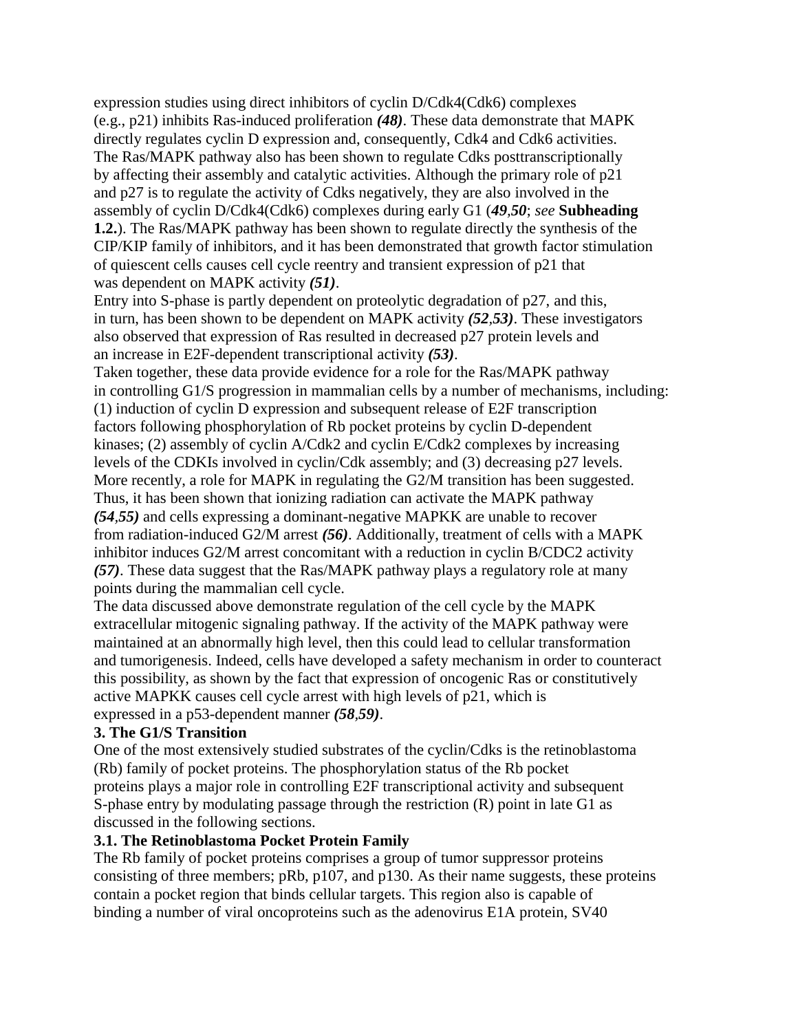expression studies using direct inhibitors of cyclin D/Cdk4(Cdk6) complexes (e.g., p21) inhibits Ras-induced proliferation ***(48)***. These data demonstrate that MAPK directly regulates cyclin D expression and, consequently, Cdk4 and Cdk6 activities. The Ras/MAPK pathway also has been shown to regulate Cdks posttranscriptionally by affecting their assembly and catalytic activities. Although the primary role of p21 and p27 is to regulate the activity of Cdks negatively, they are also involved in the assembly of cyclin D/Cdk4(Cdk6) complexes during early G1 (***49***,***50***; *see* **Subheading 1.2.**). The Ras/MAPK pathway has been shown to regulate directly the synthesis of the CIP/KIP family of inhibitors, and it has been demonstrated that growth factor stimulation of quiescent cells causes cell cycle reentry and transient expression of p21 that was dependent on MAPK activity ***(51)***.

Entry into S-phase is partly dependent on proteolytic degradation of p27, and this, in turn, has been shown to be dependent on MAPK activity ***(52***,***53)***. These investigators also observed that expression of Ras resulted in decreased p27 protein levels and an increase in E2F-dependent transcriptional activity ***(53)***.

Taken together, these data provide evidence for a role for the Ras/MAPK pathway in controlling G1/S progression in mammalian cells by a number of mechanisms, including: (1) induction of cyclin D expression and subsequent release of E2F transcription factors following phosphorylation of Rb pocket proteins by cyclin D-dependent kinases; (2) assembly of cyclin A/Cdk2 and cyclin E/Cdk2 complexes by increasing levels of the CDKIs involved in cyclin/Cdk assembly; and (3) decreasing p27 levels.

More recently, a role for MAPK in regulating the G2/M transition has been suggested. Thus, it has been shown that ionizing radiation can activate the MAPK pathway ***(54***,***55)*** and cells expressing a dominant-negative MAPKK are unable to recover from radiation-induced G2/M arrest ***(56)***. Additionally, treatment of cells with a MAPK inhibitor induces G2/M arrest concomitant with a reduction in cyclin B/CDC2 activity ***(57)***. These data suggest that the Ras/MAPK pathway plays a regulatory role at many points during the mammalian cell cycle.

The data discussed above demonstrate regulation of the cell cycle by the MAPK extracellular mitogenic signaling pathway. If the activity of the MAPK pathway were maintained at an abnormally high level, then this could lead to cellular transformation and tumorigenesis. Indeed, cells have developed a safety mechanism in order to counteract this possibility, as shown by the fact that expression of oncogenic Ras or constitutively active MAPKK causes cell cycle arrest with high levels of p21, which is expressed in a p53-dependent manner ***(58***,***59)***.

## 3. The G1/S Transition

One of the most extensively studied substrates of the cyclin/Cdks is the retinoblastoma (Rb) family of pocket proteins. The phosphorylation status of the Rb pocket proteins plays a major role in controlling E2F transcriptional activity and subsequent S-phase entry by modulating passage through the restriction (R) point in late G1 as discussed in the following sections.

### 3.1. The Retinoblastoma Pocket Protein Family

The Rb family of pocket proteins comprises a group of tumor suppressor proteins consisting of three members; pRb, p107, and p130. As their name suggests, these proteins contain a pocket region that binds cellular targets. This region also is capable of binding a number of viral oncoproteins such as the adenovirus E1A protein, SV40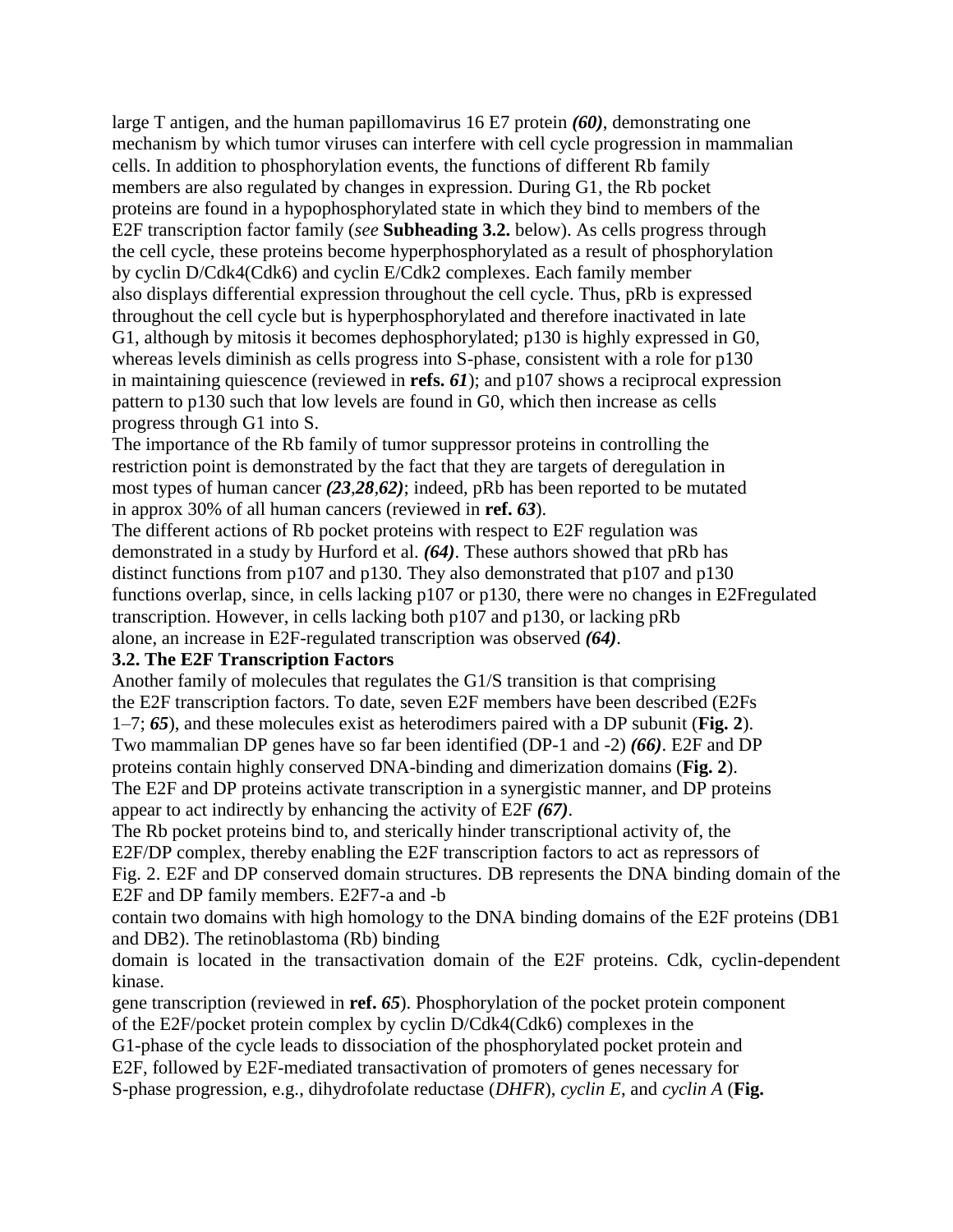large T antigen, and the human papillomavirus 16 E7 protein ***(60)***, demonstrating one mechanism by which tumor viruses can interfere with cell cycle progression in mammalian cells. In addition to phosphorylation events, the functions of different Rb family members are also regulated by changes in expression. During G1, the Rb pocket proteins are found in a hypophosphorylated state in which they bind to members of the E2F transcription factor family (*see* **Subheading 3.2.** below). As cells progress through the cell cycle, these proteins become hyperphosphorylated as a result of phosphorylation by cyclin D/Cdk4(Cdk6) and cyclin E/Cdk2 complexes. Each family member also displays differential expression throughout the cell cycle. Thus, pRb is expressed throughout the cell cycle but is hyperphosphorylated and therefore inactivated in late G1, although by mitosis it becomes dephosphorylated; p130 is highly expressed in G0, whereas levels diminish as cells progress into S-phase, consistent with a role for p130 in maintaining quiescence (reviewed in **refs. *61***); and p107 shows a reciprocal expression pattern to p130 such that low levels are found in G0, which then increase as cells progress through G1 into S.

The importance of the Rb family of tumor suppressor proteins in controlling the restriction point is demonstrated by the fact that they are targets of deregulation in most types of human cancer ***(23,28,62)***; indeed, pRb has been reported to be mutated in approx 30% of all human cancers (reviewed in **ref. *63***).

The different actions of Rb pocket proteins with respect to E2F regulation was demonstrated in a study by Hurford et al. ***(64)***. These authors showed that pRb has distinct functions from p107 and p130. They also demonstrated that p107 and p130 functions overlap, since, in cells lacking p107 or p130, there were no changes in E2Fregulated transcription. However, in cells lacking both p107 and p130, or lacking pRb alone, an increase in E2F-regulated transcription was observed ***(64)***.

### 3.2. The E2F Transcription Factors

Another family of molecules that regulates the G1/S transition is that comprising the E2F transcription factors. To date, seven E2F members have been described (E2Fs 1–7; ***65***), and these molecules exist as heterodimers paired with a DP subunit (**Fig. 2**). Two mammalian DP genes have so far been identified (DP-1 and -2) ***(66)***. E2F and DP proteins contain highly conserved DNA-binding and dimerization domains (**Fig. 2**). The E2F and DP proteins activate transcription in a synergistic manner, and DP proteins appear to act indirectly by enhancing the activity of E2F ***(67)***.

The Rb pocket proteins bind to, and sterically hinder transcriptional activity of, the E2F/DP complex, thereby enabling the E2F transcription factors to act as repressors of gene transcription (reviewed in **ref. *65***). Phosphorylation of the pocket protein component of the E2F/pocket protein complex by cyclin D/Cdk4(Cdk6) complexes in the G1-phase of the cycle leads to dissociation of the phosphorylated pocket protein and E2F, followed by E2F-mediated transactivation of promoters of genes necessary for S-phase progression, e.g., dihydrofolate reductase (*DHFR*), *cyclin E*, and *cyclin A* (**Fig.**

Fig. 2. E2F and DP conserved domain structures. DB represents the DNA binding domain of the E2F and DP family members. E2F7-a and -b contain two domains with high homology to the DNA binding domains of the E2F proteins (DB1 and DB2). The retinoblastoma (Rb) binding domain is located in the transactivation domain of the E2F proteins. Cdk, cyclin-dependent kinase.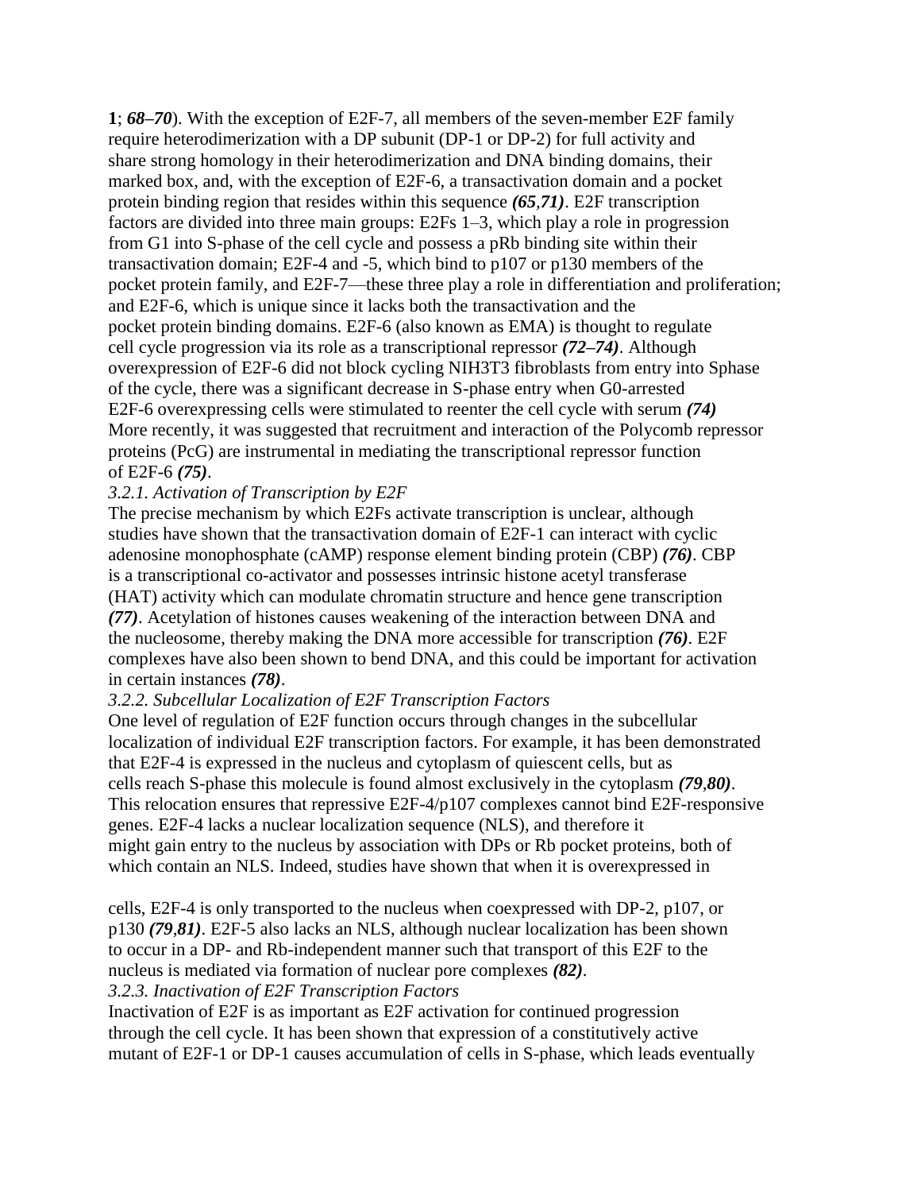**1**; ***68–70***). With the exception of E2F-7, all members of the seven-member E2F family require heterodimerization with a DP subunit (DP-1 or DP-2) for full activity and share strong homology in their heterodimerization and DNA binding domains, their marked box, and, with the exception of E2F-6, a transactivation domain and a pocket protein binding region that resides within this sequence ***(65,71)***. E2F transcription factors are divided into three main groups: E2Fs 1–3, which play a role in progression from G1 into S-phase of the cell cycle and possess a pRb binding site within their transactivation domain; E2F-4 and -5, which bind to p107 or p130 members of the pocket protein family, and E2F-7—these three play a role in differentiation and proliferation; and E2F-6, which is unique since it lacks both the transactivation and the pocket protein binding domains. E2F-6 (also known as EMA) is thought to regulate cell cycle progression via its role as a transcriptional repressor ***(72–74)***. Although overexpression of E2F-6 did not block cycling NIH3T3 fibroblasts from entry into Sphase of the cycle, there was a significant decrease in S-phase entry when G0-arrested E2F-6 overexpressing cells were stimulated to reenter the cell cycle with serum ***(74)*** More recently, it was suggested that recruitment and interaction of the Polycomb repressor proteins (PcG) are instrumental in mediating the transcriptional repressor function of E2F-6 ***(75)***.

### *3.2.1. Activation of Transcription by E2F*

The precise mechanism by which E2Fs activate transcription is unclear, although studies have shown that the transactivation domain of E2F-1 can interact with cyclic adenosine monophosphate (cAMP) response element binding protein (CBP) ***(76)***. CBP is a transcriptional co-activator and possesses intrinsic histone acetyl transferase (HAT) activity which can modulate chromatin structure and hence gene transcription ***(77)***. Acetylation of histones causes weakening of the interaction between DNA and the nucleosome, thereby making the DNA more accessible for transcription ***(76)***. E2F complexes have also been shown to bend DNA, and this could be important for activation in certain instances ***(78)***.

### *3.2.2. Subcellular Localization of E2F Transcription Factors*

One level of regulation of E2F function occurs through changes in the subcellular localization of individual E2F transcription factors. For example, it has been demonstrated that E2F-4 is expressed in the nucleus and cytoplasm of quiescent cells, but as cells reach S-phase this molecule is found almost exclusively in the cytoplasm ***(79,80)***. This relocation ensures that repressive E2F-4/p107 complexes cannot bind E2F-responsive genes. E2F-4 lacks a nuclear localization sequence (NLS), and therefore it might gain entry to the nucleus by association with DPs or Rb pocket proteins, both of which contain an NLS. Indeed, studies have shown that when it is overexpressed in cells, E2F-4 is only transported to the nucleus when coexpressed with DP-2, p107, or p130 ***(79,81)***. E2F-5 also lacks an NLS, although nuclear localization has been shown to occur in a DP- and Rb-independent manner such that transport of this E2F to the nucleus is mediated via formation of nuclear pore complexes ***(82)***.

### *3.2.3. Inactivation of E2F Transcription Factors*

Inactivation of E2F is as important as E2F activation for continued progression through the cell cycle. It has been shown that expression of a constitutively active mutant of E2F-1 or DP-1 causes accumulation of cells in S-phase, which leads eventually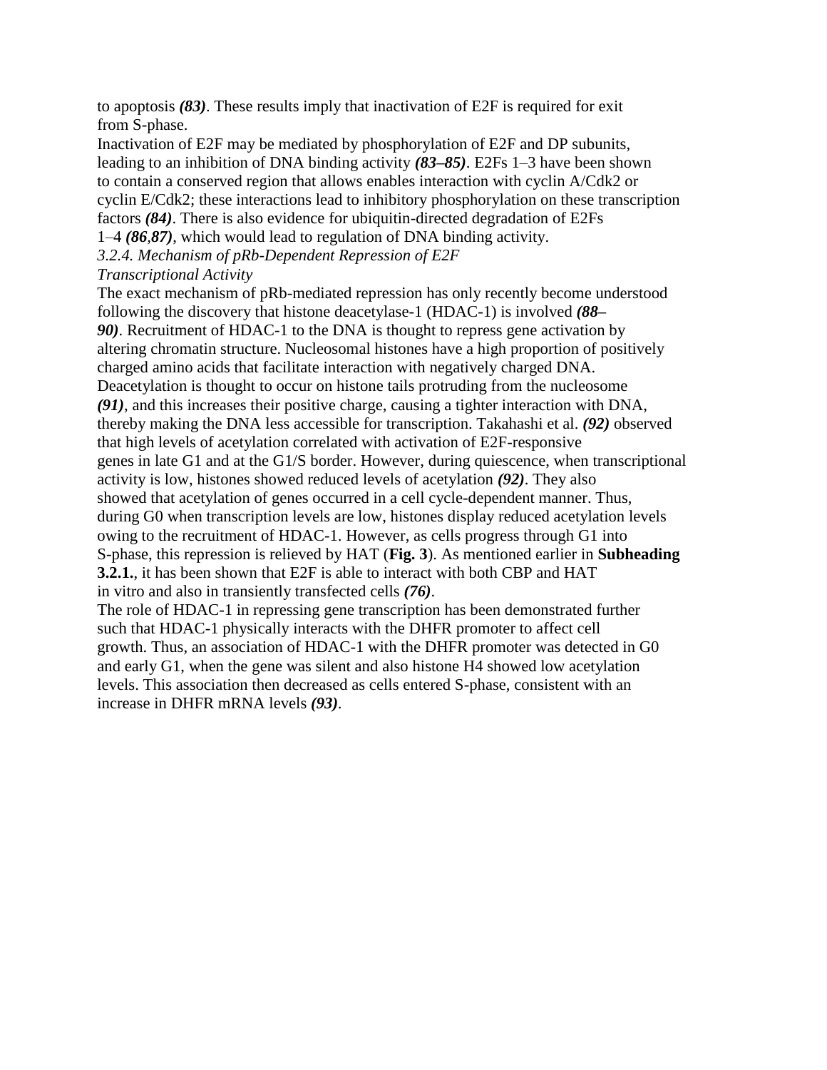to apoptosis ***(83)***. These results imply that inactivation of E2F is required for exit from S-phase.

Inactivation of E2F may be mediated by phosphorylation of E2F and DP subunits, leading to an inhibition of DNA binding activity ***(83–85)***. E2Fs 1–3 have been shown to contain a conserved region that allows enables interaction with cyclin A/Cdk2 or cyclin E/Cdk2; these interactions lead to inhibitory phosphorylation on these transcription factors ***(84)***. There is also evidence for ubiquitin-directed degradation of E2Fs 1–4 ***(86***,***87)***, which would lead to regulation of DNA binding activity.

*3.2.4. Mechanism of pRb-Dependent Repression of E2F Transcriptional Activity*

The exact mechanism of pRb-mediated repression has only recently become understood following the discovery that histone deacetylase-1 (HDAC-1) is involved ***(88–90)***. Recruitment of HDAC-1 to the DNA is thought to repress gene activation by altering chromatin structure. Nucleosomal histones have a high proportion of positively charged amino acids that facilitate interaction with negatively charged DNA. Deacetylation is thought to occur on histone tails protruding from the nucleosome ***(91)***, and this increases their positive charge, causing a tighter interaction with DNA, thereby making the DNA less accessible for transcription. Takahashi et al. ***(92)*** observed that high levels of acetylation correlated with activation of E2F-responsive genes in late G1 and at the G1/S border. However, during quiescence, when transcriptional activity is low, histones showed reduced levels of acetylation ***(92)***. They also showed that acetylation of genes occurred in a cell cycle-dependent manner. Thus, during G0 when transcription levels are low, histones display reduced acetylation levels owing to the recruitment of HDAC-1. However, as cells progress through G1 into S-phase, this repression is relieved by HAT (**Fig. 3**). As mentioned earlier in **Subheading 3.2.1.**, it has been shown that E2F is able to interact with both CBP and HAT in vitro and also in transiently transfected cells ***(76)***.

The role of HDAC-1 in repressing gene transcription has been demonstrated further such that HDAC-1 physically interacts with the DHFR promoter to affect cell growth. Thus, an association of HDAC-1 with the DHFR promoter was detected in G0 and early G1, when the gene was silent and also histone H4 showed low acetylation levels. This association then decreased as cells entered S-phase, consistent with an increase in DHFR mRNA levels ***(93)***.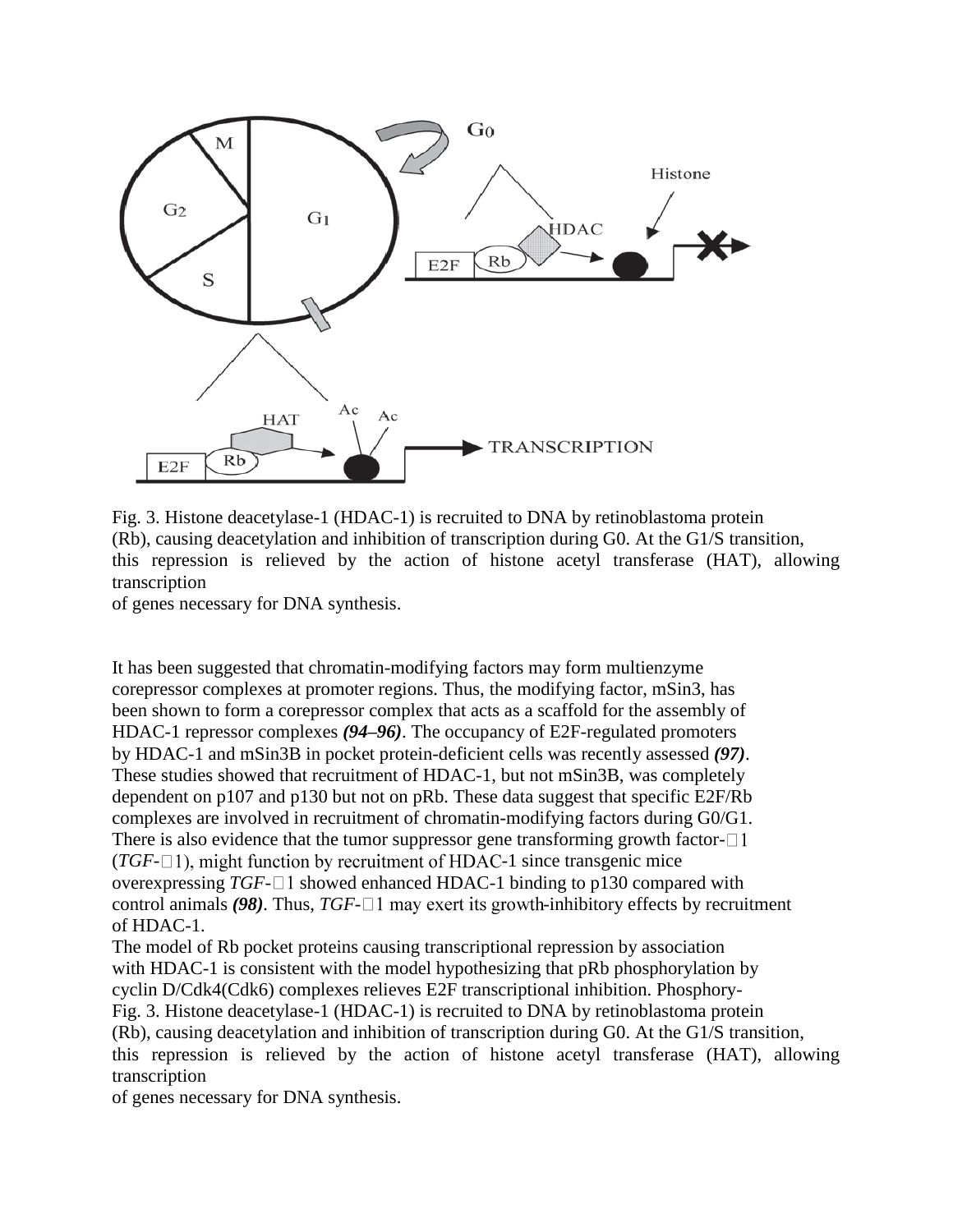Fig. 3. Histone deacetylase-1 (HDAC-1) is recruited to DNA by retinoblastoma protein (Rb), causing deacetylation and inhibition of transcription during G0. At the G1/S transition, this repression is relieved by the action of histone acetyl transferase (HAT), allowing transcription of genes necessary for DNA synthesis.

It has been suggested that chromatin-modifying factors may form multienzyme corepressor complexes at promoter regions. Thus, the modifying factor, mSin3, has been shown to form a corepressor complex that acts as a scaffold for the assembly of HDAC-1 repressor complexes ***(94–96)***. The occupancy of E2F-regulated promoters by HDAC-1 and mSin3B in pocket protein-deficient cells was recently assessed ***(97)***. These studies showed that recruitment of HDAC-1, but not mSin3B, was completely dependent on p107 and p130 but not on pRb. These data suggest that specific E2F/Rb complexes are involved in recruitment of chromatin-modifying factors during G0/G1. There is also evidence that the tumor suppressor gene transforming growth factor-□1 (*TGF-*□1), might function by recruitment of HDAC-1 since transgenic mice overexpressing *TGF-*□1 showed enhanced HDAC-1 binding to p130 compared with control animals ***(98)***. Thus, *TGF-*□1 may exert its growth-inhibitory effects by recruitment of HDAC-1.

The model of Rb pocket proteins causing transcriptional repression by association with HDAC-1 is consistent with the model hypothesizing that pRb phosphorylation by cyclin D/Cdk4(Cdk6) complexes relieves E2F transcriptional inhibition. Phosphory-

Fig. 3. Histone deacetylase-1 (HDAC-1) is recruited to DNA by retinoblastoma protein (Rb), causing deacetylation and inhibition of transcription during G0. At the G1/S transition, this repression is relieved by the action of histone acetyl transferase (HAT), allowing transcription of genes necessary for DNA synthesis.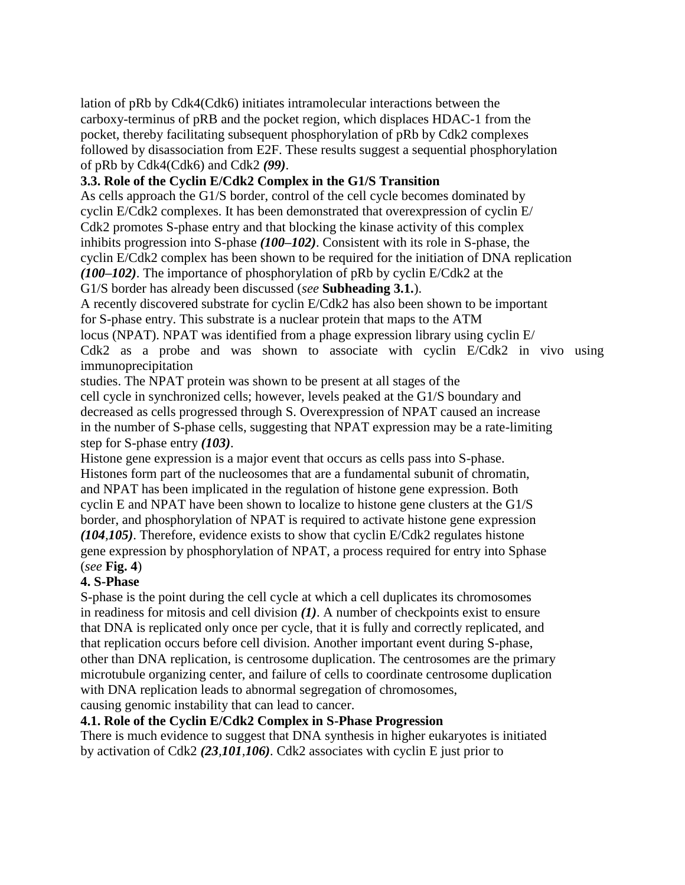lation of pRb by Cdk4(Cdk6) initiates intramolecular interactions between the carboxy-terminus of pRB and the pocket region, which displaces HDAC-1 from the pocket, thereby facilitating subsequent phosphorylation of pRb by Cdk2 complexes followed by disassociation from E2F. These results suggest a sequential phosphorylation of pRb by Cdk4(Cdk6) and Cdk2 ***(99)***.

### 3.3. Role of the Cyclin E/Cdk2 Complex in the G1/S Transition

As cells approach the G1/S border, control of the cell cycle becomes dominated by cyclin E/Cdk2 complexes. It has been demonstrated that overexpression of cyclin E/Cdk2 promotes S-phase entry and that blocking the kinase activity of this complex inhibits progression into S-phase ***(100–102)***. Consistent with its role in S-phase, the cyclin E/Cdk2 complex has been shown to be required for the initiation of DNA replication ***(100–102)***. The importance of phosphorylation of pRb by cyclin E/Cdk2 at the G1/S border has already been discussed (*see* **Subheading 3.1.**).

A recently discovered substrate for cyclin E/Cdk2 has also been shown to be important for S-phase entry. This substrate is a nuclear protein that maps to the ATM locus (NPAT). NPAT was identified from a phage expression library using cyclin E/Cdk2 as a probe and was shown to associate with cyclin E/Cdk2 in vivo using immunoprecipitation studies. The NPAT protein was shown to be present at all stages of the cell cycle in synchronized cells; however, levels peaked at the G1/S boundary and decreased as cells progressed through S. Overexpression of NPAT caused an increase in the number of S-phase cells, suggesting that NPAT expression may be a rate-limiting step for S-phase entry ***(103)***.

Histone gene expression is a major event that occurs as cells pass into S-phase. Histones form part of the nucleosomes that are a fundamental subunit of chromatin, and NPAT has been implicated in the regulation of histone gene expression. Both cyclin E and NPAT have been shown to localize to histone gene clusters at the G1/S border, and phosphorylation of NPAT is required to activate histone gene expression ***(104**,**105)***. Therefore, evidence exists to show that cyclin E/Cdk2 regulates histone gene expression by phosphorylation of NPAT, a process required for entry into Sphase (*see* **Fig. 4**)

## 4. S-Phase

S-phase is the point during the cell cycle at which a cell duplicates its chromosomes in readiness for mitosis and cell division ***(1)***. A number of checkpoints exist to ensure that DNA is replicated only once per cycle, that it is fully and correctly replicated, and that replication occurs before cell division. Another important event during S-phase, other than DNA replication, is centrosome duplication. The centrosomes are the primary microtubule organizing center, and failure of cells to coordinate centrosome duplication with DNA replication leads to abnormal segregation of chromosomes, causing genomic instability that can lead to cancer.

### 4.1. Role of the Cyclin E/Cdk2 Complex in S-Phase Progression

There is much evidence to suggest that DNA synthesis in higher eukaryotes is initiated by activation of Cdk2 ***(23**,**101**,**106)***. Cdk2 associates with cyclin E just prior to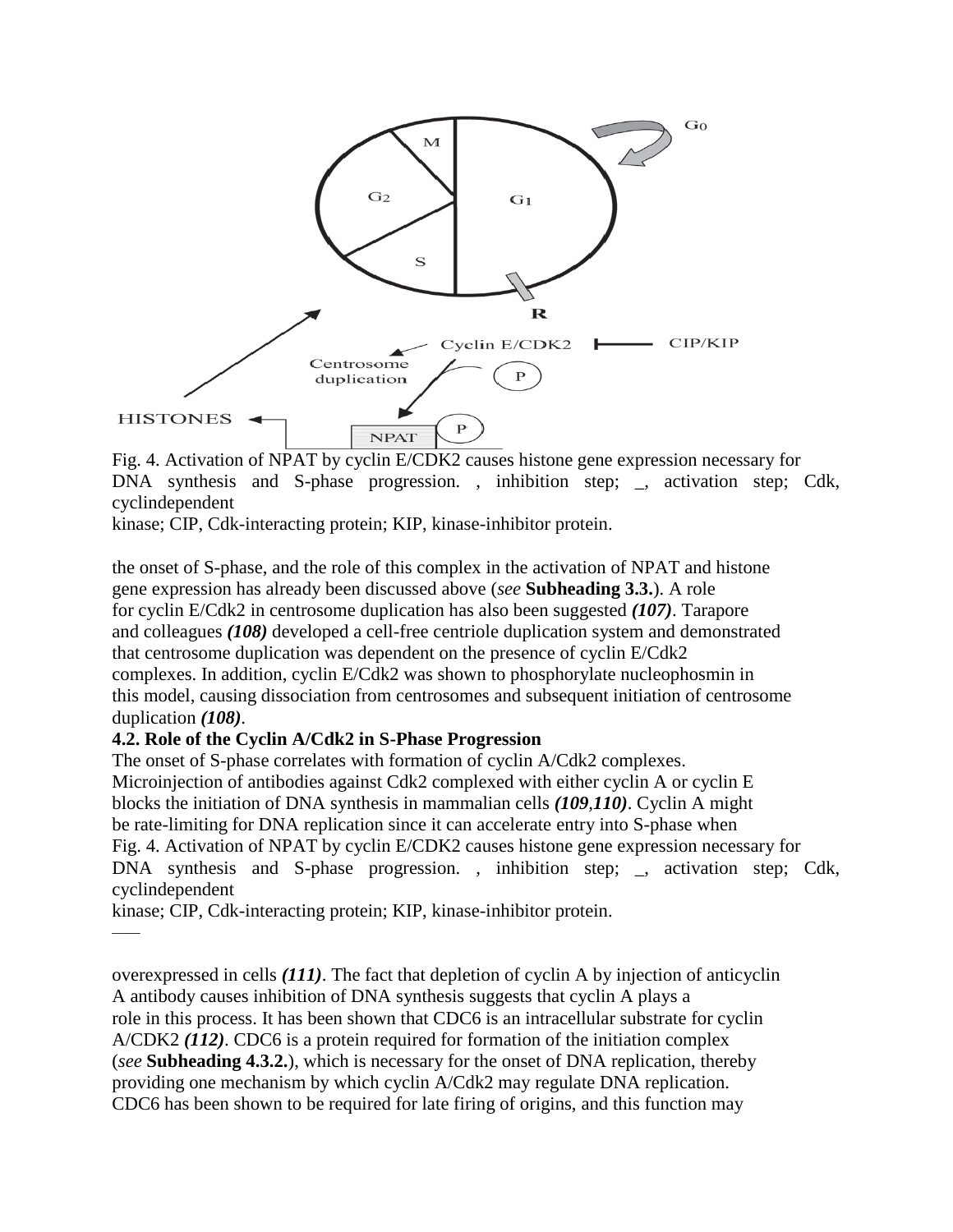Fig. 4. Activation of NPAT by cyclin E/CDK2 causes histone gene expression necessary for DNA synthesis and S-phase progression. , inhibition step; _, activation step; Cdk, cyclindependent
kinase; CIP, Cdk-interacting protein; KIP, kinase-inhibitor protein.

the onset of S-phase, and the role of this complex in the activation of NPAT and histone gene expression has already been discussed above (*see* **Subheading 3.3.**). A role for cyclin E/Cdk2 in centrosome duplication has also been suggested ***(107)***. Tarapore and colleagues ***(108)*** developed a cell-free centriole duplication system and demonstrated that centrosome duplication was dependent on the presence of cyclin E/Cdk2 complexes. In addition, cyclin E/Cdk2 was shown to phosphorylate nucleophosmin in this model, causing dissociation from centrosomes and subsequent initiation of centrosome duplication ***(108)***.

### 4.2. Role of the Cyclin A/Cdk2 in S-Phase Progression

The onset of S-phase correlates with formation of cyclin A/Cdk2 complexes. Microinjection of antibodies against Cdk2 complexed with either cyclin A or cyclin E blocks the initiation of DNA synthesis in mammalian cells ***(109,110)***. Cyclin A might be rate-limiting for DNA replication since it can accelerate entry into S-phase when

Fig. 4. Activation of NPAT by cyclin E/CDK2 causes histone gene expression necessary for DNA synthesis and S-phase progression. , inhibition step; _, activation step; Cdk, cyclindependent
kinase; CIP, Cdk-interacting protein; KIP, kinase-inhibitor protein.

overexpressed in cells ***(111)***. The fact that depletion of cyclin A by injection of anticyclin A antibody causes inhibition of DNA synthesis suggests that cyclin A plays a role in this process. It has been shown that CDC6 is an intracellular substrate for cyclin A/CDK2 ***(112)***. CDC6 is a protein required for formation of the initiation complex (*see* **Subheading 4.3.2.**), which is necessary for the onset of DNA replication, thereby providing one mechanism by which cyclin A/Cdk2 may regulate DNA replication. CDC6 has been shown to be required for late firing of origins, and this function may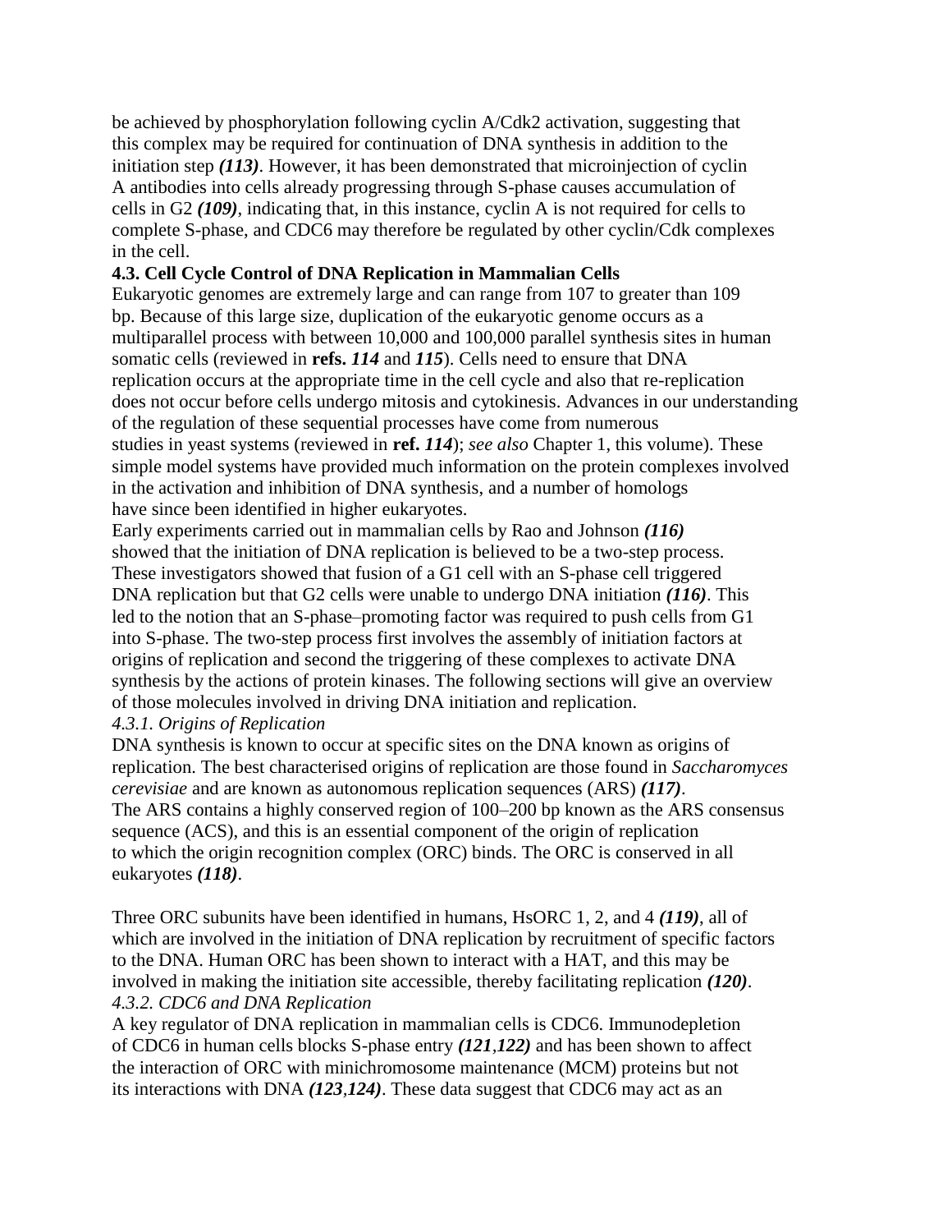be achieved by phosphorylation following cyclin A/Cdk2 activation, suggesting that this complex may be required for continuation of DNA synthesis in addition to the initiation step ***(113)***. However, it has been demonstrated that microinjection of cyclin A antibodies into cells already progressing through S-phase causes accumulation of cells in G2 ***(109)***, indicating that, in this instance, cyclin A is not required for cells to complete S-phase, and CDC6 may therefore be regulated by other cyclin/Cdk complexes in the cell.

### 4.3. Cell Cycle Control of DNA Replication in Mammalian Cells

Eukaryotic genomes are extremely large and can range from 107 to greater than 109 bp. Because of this large size, duplication of the eukaryotic genome occurs as a multiparallel process with between 10,000 and 100,000 parallel synthesis sites in human somatic cells (reviewed in **refs.** ***114*** and ***115***). Cells need to ensure that DNA replication occurs at the appropriate time in the cell cycle and also that re-replication does not occur before cells undergo mitosis and cytokinesis. Advances in our understanding of the regulation of these sequential processes have come from numerous studies in yeast systems (reviewed in **ref.** ***114***); *see also* Chapter 1, this volume). These simple model systems have provided much information on the protein complexes involved in the activation and inhibition of DNA synthesis, and a number of homologs have since been identified in higher eukaryotes.

Early experiments carried out in mammalian cells by Rao and Johnson ***(116)*** showed that the initiation of DNA replication is believed to be a two-step process. These investigators showed that fusion of a G1 cell with an S-phase cell triggered DNA replication but that G2 cells were unable to undergo DNA initiation ***(116)***. This led to the notion that an S-phase–promoting factor was required to push cells from G1 into S-phase. The two-step process first involves the assembly of initiation factors at origins of replication and second the triggering of these complexes to activate DNA synthesis by the actions of protein kinases. The following sections will give an overview of those molecules involved in driving DNA initiation and replication.

#### *4.3.1. Origins of Replication*

DNA synthesis is known to occur at specific sites on the DNA known as origins of replication. The best characterised origins of replication are those found in *Saccharomyces cerevisiae* and are known as autonomous replication sequences (ARS) ***(117)***. The ARS contains a highly conserved region of 100–200 bp known as the ARS consensus sequence (ACS), and this is an essential component of the origin of replication to which the origin recognition complex (ORC) binds. The ORC is conserved in all eukaryotes ***(118)***.

Three ORC subunits have been identified in humans, HsORC 1, 2, and 4 ***(119)***, all of which are involved in the initiation of DNA replication by recruitment of specific factors to the DNA. Human ORC has been shown to interact with a HAT, and this may be involved in making the initiation site accessible, thereby facilitating replication ***(120)***.

#### *4.3.2. CDC6 and DNA Replication*

A key regulator of DNA replication in mammalian cells is CDC6. Immunodepletion of CDC6 in human cells blocks S-phase entry ***(121,122)*** and has been shown to affect the interaction of ORC with minichromosome maintenance (MCM) proteins but not its interactions with DNA ***(123,124)***. These data suggest that CDC6 may act as an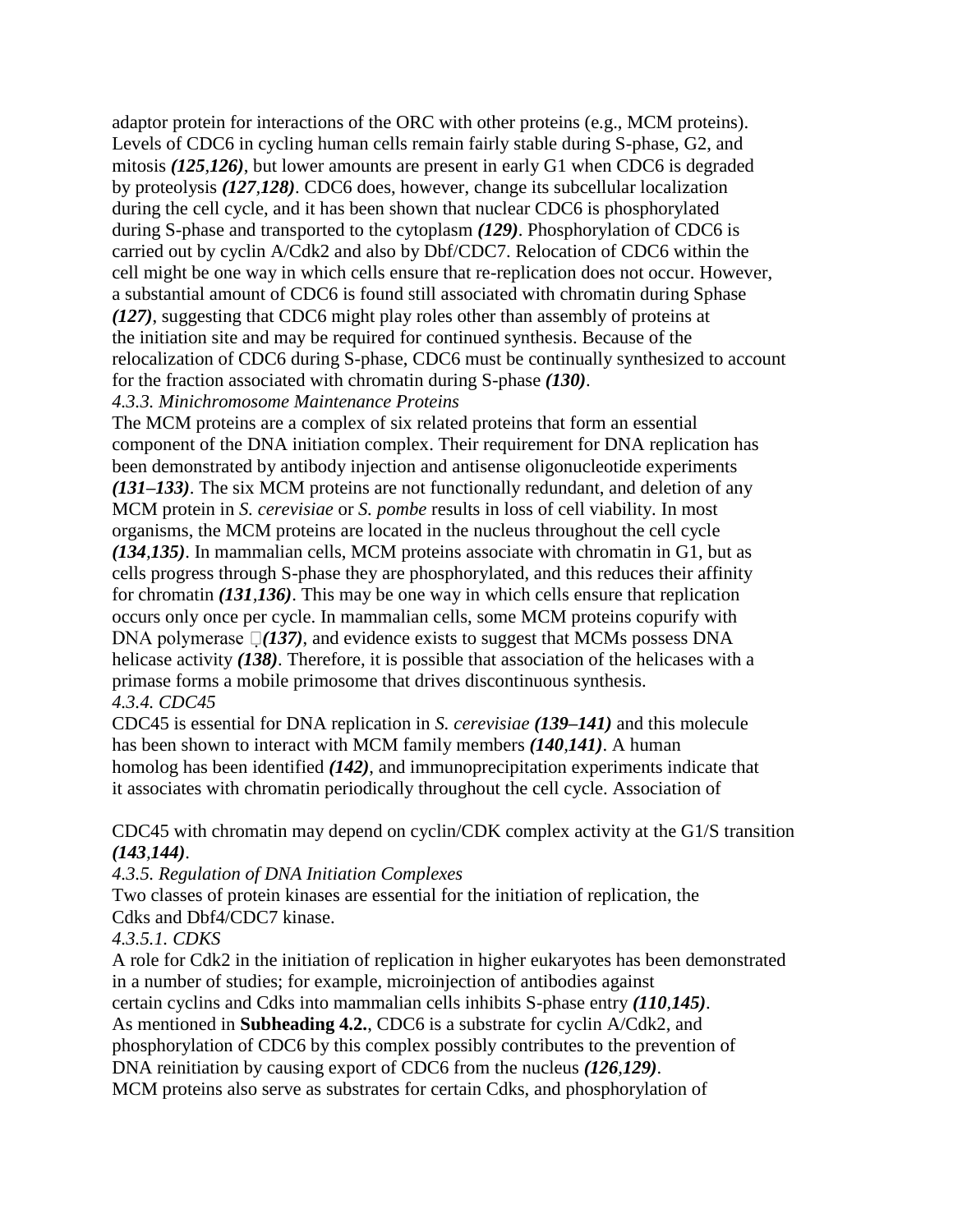adaptor protein for interactions of the ORC with other proteins (e.g., MCM proteins). Levels of CDC6 in cycling human cells remain fairly stable during S-phase, G2, and mitosis ***(125,126)***, but lower amounts are present in early G1 when CDC6 is degraded by proteolysis ***(127,128)***. CDC6 does, however, change its subcellular localization during the cell cycle, and it has been shown that nuclear CDC6 is phosphorylated during S-phase and transported to the cytoplasm ***(129)***. Phosphorylation of CDC6 is carried out by cyclin A/Cdk2 and also by Dbf/CDC7. Relocation of CDC6 within the cell might be one way in which cells ensure that re-replication does not occur. However, a substantial amount of CDC6 is found still associated with chromatin during Sphase ***(127)***, suggesting that CDC6 might play roles other than assembly of proteins at the initiation site and may be required for continued synthesis. Because of the relocalization of CDC6 during S-phase, CDC6 must be continually synthesized to account for the fraction associated with chromatin during S-phase ***(130)***.

*4.3.3. Minichromosome Maintenance Proteins*

The MCM proteins are a complex of six related proteins that form an essential component of the DNA initiation complex. Their requirement for DNA replication has been demonstrated by antibody injection and antisense oligonucleotide experiments ***(131–133)***. The six MCM proteins are not functionally redundant, and deletion of any MCM protein in *S. cerevisiae* or *S. pombe* results in loss of cell viability. In most organisms, the MCM proteins are located in the nucleus throughout the cell cycle ***(134,135)***. In mammalian cells, MCM proteins associate with chromatin in G1, but as cells progress through S-phase they are phosphorylated, and this reduces their affinity for chromatin ***(131,136)***. This may be one way in which cells ensure that replication occurs only once per cycle. In mammalian cells, some MCM proteins copurify with DNA polymerase  ***(137)***, and evidence exists to suggest that MCMs possess DNA helicase activity ***(138)***. Therefore, it is possible that association of the helicases with a primase forms a mobile primosome that drives discontinuous synthesis.

*4.3.4. CDC45*

CDC45 is essential for DNA replication in *S. cerevisiae* ***(139–141)*** and this molecule has been shown to interact with MCM family members ***(140,141)***. A human homolog has been identified ***(142)***, and immunoprecipitation experiments indicate that it associates with chromatin periodically throughout the cell cycle. Association of CDC45 with chromatin may depend on cyclin/CDK complex activity at the G1/S transition ***(143,144)***.

*4.3.5. Regulation of DNA Initiation Complexes*

Two classes of protein kinases are essential for the initiation of replication, the Cdks and Dbf4/CDC7 kinase.

*4.3.5.1. CDKS*

A role for Cdk2 in the initiation of replication in higher eukaryotes has been demonstrated in a number of studies; for example, microinjection of antibodies against certain cyclins and Cdks into mammalian cells inhibits S-phase entry ***(110,145)***. As mentioned in **Subheading 4.2.**, CDC6 is a substrate for cyclin A/Cdk2, and phosphorylation of CDC6 by this complex possibly contributes to the prevention of DNA reinitiation by causing export of CDC6 from the nucleus ***(126,129)***. MCM proteins also serve as substrates for certain Cdks, and phosphorylation of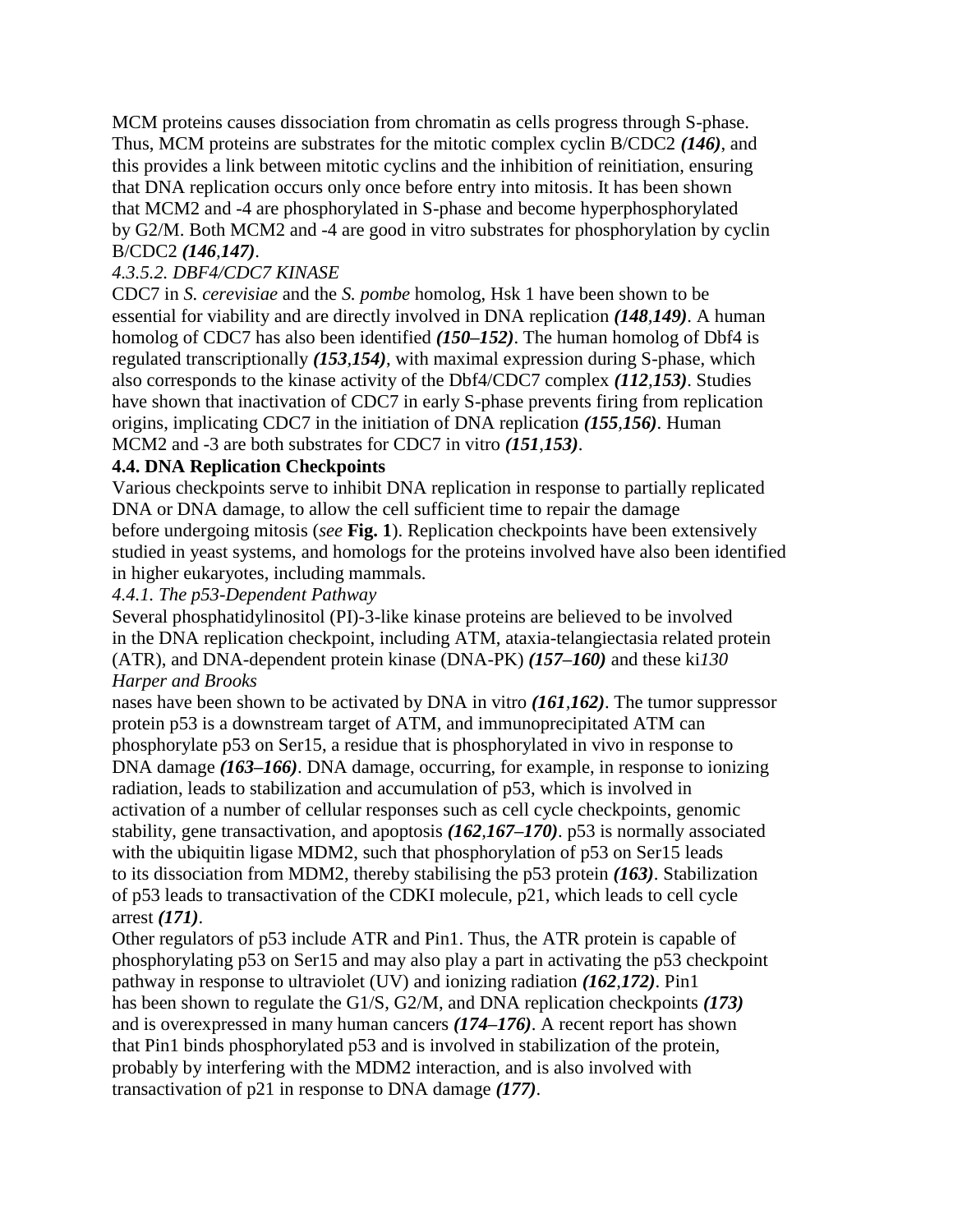MCM proteins causes dissociation from chromatin as cells progress through S-phase. Thus, MCM proteins are substrates for the mitotic complex cyclin B/CDC2 ***(146)***, and this provides a link between mitotic cyclins and the inhibition of reinitiation, ensuring that DNA replication occurs only once before entry into mitosis. It has been shown that MCM2 and -4 are phosphorylated in S-phase and become hyperphosphorylated by G2/M. Both MCM2 and -4 are good in vitro substrates for phosphorylation by cyclin B/CDC2 ***(146,147)***.

*4.3.5.2. DBF4/CDC7 KINASE*

CDC7 in *S. cerevisiae* and the *S. pombe* homolog, Hsk 1 have been shown to be essential for viability and are directly involved in DNA replication ***(148,149)***. A human homolog of CDC7 has also been identified ***(150–152)***. The human homolog of Dbf4 is regulated transcriptionally ***(153,154)***, with maximal expression during S-phase, which also corresponds to the kinase activity of the Dbf4/CDC7 complex ***(112,153)***. Studies have shown that inactivation of CDC7 in early S-phase prevents firing from replication origins, implicating CDC7 in the initiation of DNA replication ***(155,156)***. Human MCM2 and -3 are both substrates for CDC7 in vitro ***(151,153)***.

**4.4. DNA Replication Checkpoints**

Various checkpoints serve to inhibit DNA replication in response to partially replicated DNA or DNA damage, to allow the cell sufficient time to repair the damage before undergoing mitosis (*see* **Fig. 1**). Replication checkpoints have been extensively studied in yeast systems, and homologs for the proteins involved have also been identified in higher eukaryotes, including mammals.

*4.4.1. The p53-Dependent Pathway*

Several phosphatidylinositol (PI)-3-like kinase proteins are believed to be involved in the DNA replication checkpoint, including ATM, ataxia-telangiectasia related protein (ATR), and DNA-dependent protein kinase (DNA-PK) ***(157–160)*** and these kinases have been shown to be activated by DNA in vitro ***(161,162)***. The tumor suppressor protein p53 is a downstream target of ATM, and immunoprecipitated ATM can phosphorylate p53 on Ser15, a residue that is phosphorylated in vivo in response to DNA damage ***(163–166)***. DNA damage, occurring, for example, in response to ionizing radiation, leads to stabilization and accumulation of p53, which is involved in activation of a number of cellular responses such as cell cycle checkpoints, genomic stability, gene transactivation, and apoptosis ***(162,167–170)***. p53 is normally associated with the ubiquitin ligase MDM2, such that phosphorylation of p53 on Ser15 leads to its dissociation from MDM2, thereby stabilising the p53 protein ***(163)***. Stabilization of p53 leads to transactivation of the CDKI molecule, p21, which leads to cell cycle arrest ***(171)***.

Other regulators of p53 include ATR and Pin1. Thus, the ATR protein is capable of phosphorylating p53 on Ser15 and may also play a part in activating the p53 checkpoint pathway in response to ultraviolet (UV) and ionizing radiation ***(162,172)***. Pin1 has been shown to regulate the G1/S, G2/M, and DNA replication checkpoints ***(173)*** and is overexpressed in many human cancers ***(174–176)***. A recent report has shown that Pin1 binds phosphorylated p53 and is involved in stabilization of the protein, probably by interfering with the MDM2 interaction, and is also involved with transactivation of p21 in response to DNA damage ***(177)***.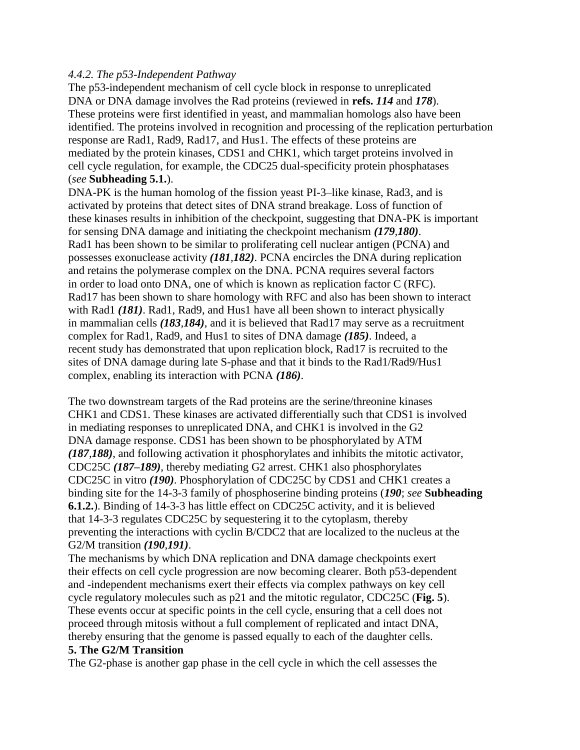#### *4.4.2. The p53-Independent Pathway*

The p53-independent mechanism of cell cycle block in response to unreplicated DNA or DNA damage involves the Rad proteins (reviewed in **refs.** ***114*** and ***178***). These proteins were first identified in yeast, and mammalian homologs also have been identified. The proteins involved in recognition and processing of the replication perturbation response are Rad1, Rad9, Rad17, and Hus1. The effects of these proteins are mediated by the protein kinases, CDS1 and CHK1, which target proteins involved in cell cycle regulation, for example, the CDC25 dual-specificity protein phosphatases (*see* **Subheading 5.1.**).

DNA-PK is the human homolog of the fission yeast PI-3–like kinase, Rad3, and is activated by proteins that detect sites of DNA strand breakage. Loss of function of these kinases results in inhibition of the checkpoint, suggesting that DNA-PK is important for sensing DNA damage and initiating the checkpoint mechanism ***(179,180)***.

Rad1 has been shown to be similar to proliferating cell nuclear antigen (PCNA) and possesses exonuclease activity ***(181,182)***. PCNA encircles the DNA during replication and retains the polymerase complex on the DNA. PCNA requires several factors in order to load onto DNA, one of which is known as replication factor C (RFC). Rad17 has been shown to share homology with RFC and also has been shown to interact with Rad1 ***(181)***. Rad1, Rad9, and Hus1 have all been shown to interact physically in mammalian cells ***(183,184)***, and it is believed that Rad17 may serve as a recruitment complex for Rad1, Rad9, and Hus1 to sites of DNA damage ***(185)***. Indeed, a recent study has demonstrated that upon replication block, Rad17 is recruited to the sites of DNA damage during late S-phase and that it binds to the Rad1/Rad9/Hus1 complex, enabling its interaction with PCNA ***(186)***.

The two downstream targets of the Rad proteins are the serine/threonine kinases CHK1 and CDS1. These kinases are activated differentially such that CDS1 is involved in mediating responses to unreplicated DNA, and CHK1 is involved in the G2 DNA damage response. CDS1 has been shown to be phosphorylated by ATM ***(187,188)***, and following activation it phosphorylates and inhibits the mitotic activator, CDC25C ***(187–189)***, thereby mediating G2 arrest. CHK1 also phosphorylates CDC25C in vitro ***(190)***. Phosphorylation of CDC25C by CDS1 and CHK1 creates a binding site for the 14-3-3 family of phosphoserine binding proteins (***190***; *see* **Subheading 6.1.2.**). Binding of 14-3-3 has little effect on CDC25C activity, and it is believed that 14-3-3 regulates CDC25C by sequestering it to the cytoplasm, thereby preventing the interactions with cyclin B/CDC2 that are localized to the nucleus at the G2/M transition ***(190,191)***.

The mechanisms by which DNA replication and DNA damage checkpoints exert their effects on cell cycle progression are now becoming clearer. Both p53-dependent and -independent mechanisms exert their effects via complex pathways on key cell cycle regulatory molecules such as p21 and the mitotic regulator, CDC25C (**Fig. 5**). These events occur at specific points in the cell cycle, ensuring that a cell does not proceed through mitosis without a full complement of replicated and intact DNA, thereby ensuring that the genome is passed equally to each of the daughter cells.

## 5. The G2/M Transition

The G2-phase is another gap phase in the cell cycle in which the cell assesses the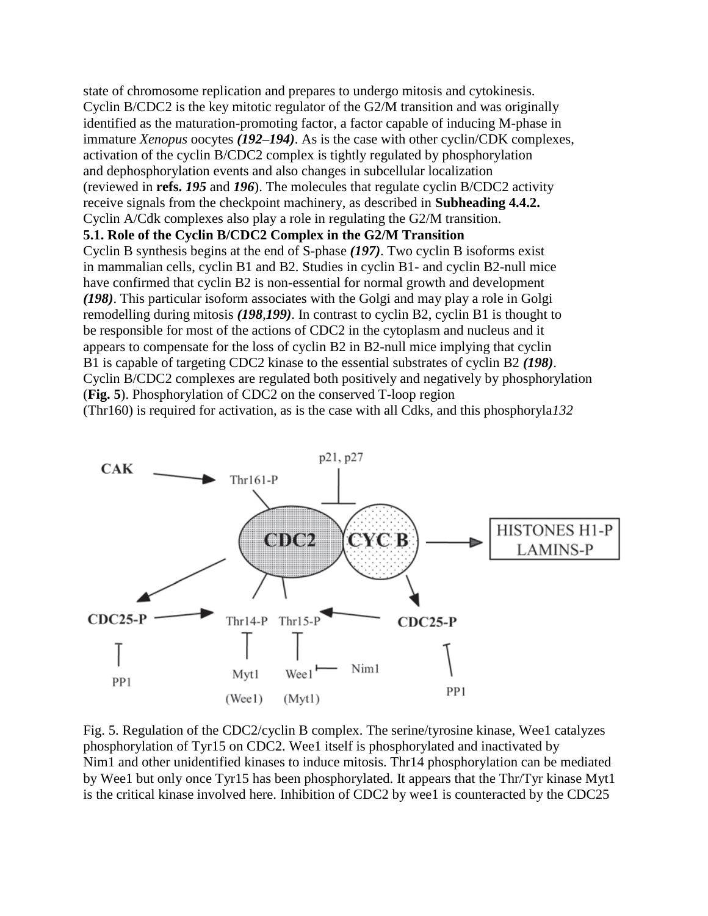state of chromosome replication and prepares to undergo mitosis and cytokinesis. Cyclin B/CDC2 is the key mitotic regulator of the G2/M transition and was originally identified as the maturation-promoting factor, a factor capable of inducing M-phase in immature *Xenopus* oocytes ***(192–194)***. As is the case with other cyclin/CDK complexes, activation of the cyclin B/CDC2 complex is tightly regulated by phosphorylation and dephosphorylation events and also changes in subcellular localization (reviewed in **refs. *195*** and ***196***). The molecules that regulate cyclin B/CDC2 activity receive signals from the checkpoint machinery, as described in **Subheading 4.4.2.** Cyclin A/Cdk complexes also play a role in regulating the G2/M transition.

### 5.1. Role of the Cyclin B/CDC2 Complex in the G2/M Transition

Cyclin B synthesis begins at the end of S-phase ***(197)***. Two cyclin B isoforms exist in mammalian cells, cyclin B1 and B2. Studies in cyclin B1- and cyclin B2-null mice have confirmed that cyclin B2 is non-essential for normal growth and development ***(198)***. This particular isoform associates with the Golgi and may play a role in Golgi remodelling during mitosis ***(198,199)***. In contrast to cyclin B2, cyclin B1 is thought to be responsible for most of the actions of CDC2 in the cytoplasm and nucleus and it appears to compensate for the loss of cyclin B2 in B2-null mice implying that cyclin B1 is capable of targeting CDC2 kinase to the essential substrates of cyclin B2 ***(198)***. Cyclin B/CDC2 complexes are regulated both positively and negatively by phosphorylation (**Fig. 5**). Phosphorylation of CDC2 on the conserved T-loop region (Thr160) is required for activation, as is the case with all Cdks, and this phosphoryla

Fig. 5. Regulation of the CDC2/cyclin B complex. The serine/tyrosine kinase, Wee1 catalyzes phosphorylation of Tyr15 on CDC2. Wee1 itself is phosphorylated and inactivated by Nim1 and other unidentified kinases to induce mitosis. Thr14 phosphorylation can be mediated by Wee1 but only once Tyr15 has been phosphorylated. It appears that the Thr/Tyr kinase Myt1 is the critical kinase involved here. Inhibition of CDC2 by wee1 is counteracted by the CDC25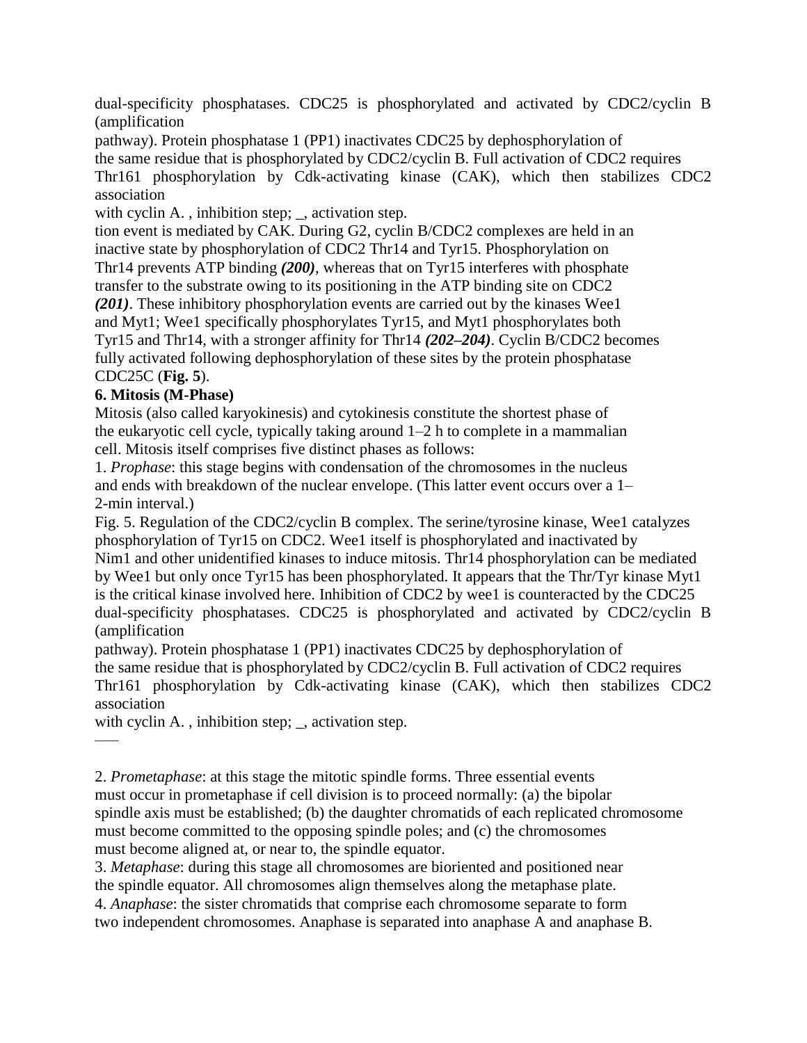dual-specificity phosphatases. CDC25 is phosphorylated and activated by CDC2/cyclin B (amplification
pathway). Protein phosphatase 1 (PP1) inactivates CDC25 by dephosphorylation of
the same residue that is phosphorylated by CDC2/cyclin B. Full activation of CDC2 requires
Thr161 phosphorylation by Cdk-activating kinase (CAK), which then stabilizes CDC2 association
with cyclin A. , inhibition step; _, activation step.

tion event is mediated by CAK. During G2, cyclin B/CDC2 complexes are held in an
inactive state by phosphorylation of CDC2 Thr14 and Tyr15. Phosphorylation on
Thr14 prevents ATP binding ***(200)***, whereas that on Tyr15 interferes with phosphate
transfer to the substrate owing to its positioning in the ATP binding site on CDC2
***(201)***. These inhibitory phosphorylation events are carried out by the kinases Wee1
and Myt1; Wee1 specifically phosphorylates Tyr15, and Myt1 phosphorylates both
Tyr15 and Thr14, with a stronger affinity for Thr14 ***(202–204)***. Cyclin B/CDC2 becomes
fully activated following dephosphorylation of these sites by the protein phosphatase
CDC25C (**Fig. 5**).

**6. Mitosis (M-Phase)**

Mitosis (also called karyokinesis) and cytokinesis constitute the shortest phase of
the eukaryotic cell cycle, typically taking around 1–2 h to complete in a mammalian
cell. Mitosis itself comprises five distinct phases as follows:

1. *Prophase*: this stage begins with condensation of the chromosomes in the nucleus
and ends with breakdown of the nuclear envelope. (This latter event occurs over a 1–
2-min interval.)

Fig. 5. Regulation of the CDC2/cyclin B complex. The serine/tyrosine kinase, Wee1 catalyzes
phosphorylation of Tyr15 on CDC2. Wee1 itself is phosphorylated and inactivated by
Nim1 and other unidentified kinases to induce mitosis. Thr14 phosphorylation can be mediated
by Wee1 but only once Tyr15 has been phosphorylated. It appears that the Thr/Tyr kinase Myt1
is the critical kinase involved here. Inhibition of CDC2 by wee1 is counteracted by the CDC25
dual-specificity phosphatases. CDC25 is phosphorylated and activated by CDC2/cyclin B (amplification
pathway). Protein phosphatase 1 (PP1) inactivates CDC25 by dephosphorylation of
the same residue that is phosphorylated by CDC2/cyclin B. Full activation of CDC2 requires
Thr161 phosphorylation by Cdk-activating kinase (CAK), which then stabilizes CDC2 association
with cyclin A. , inhibition step; _, activation step.

2. *Prometaphase*: at this stage the mitotic spindle forms. Three essential events
must occur in prometaphase if cell division is to proceed normally: (a) the bipolar
spindle axis must be established; (b) the daughter chromatids of each replicated chromosome
must become committed to the opposing spindle poles; and (c) the chromosomes
must become aligned at, or near to, the spindle equator.

3. *Metaphase*: during this stage all chromosomes are bioriented and positioned near
the spindle equator. All chromosomes align themselves along the metaphase plate.

4. *Anaphase*: the sister chromatids that comprise each chromosome separate to form
two independent chromosomes. Anaphase is separated into anaphase A and anaphase B.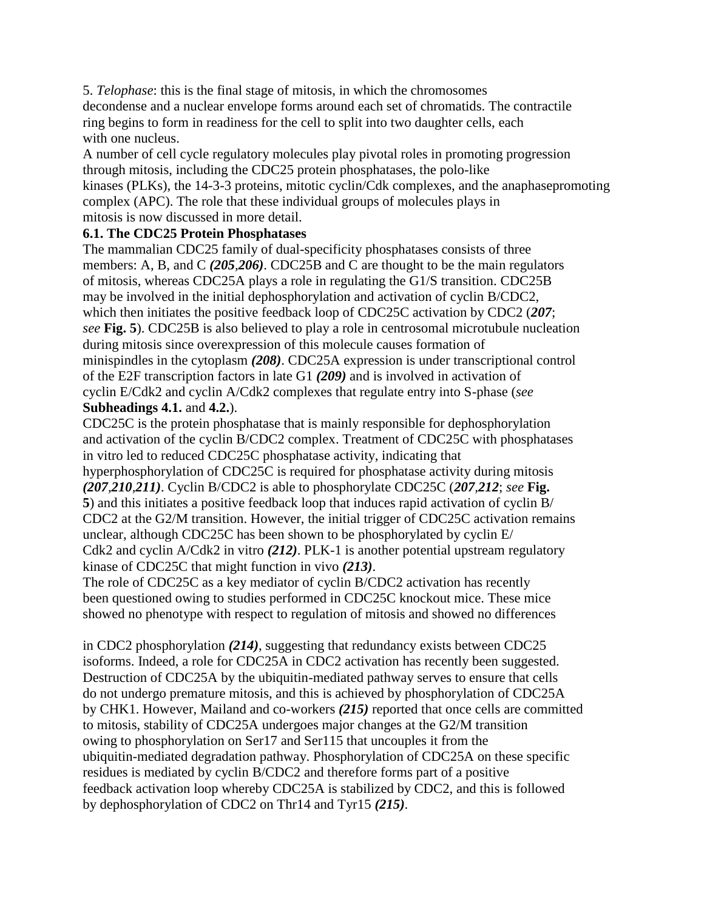5. *Telophase*: this is the final stage of mitosis, in which the chromosomes decondense and a nuclear envelope forms around each set of chromatids. The contractile ring begins to form in readiness for the cell to split into two daughter cells, each with one nucleus.

A number of cell cycle regulatory molecules play pivotal roles in promoting progression through mitosis, including the CDC25 protein phosphatases, the polo-like kinases (PLKs), the 14-3-3 proteins, mitotic cyclin/Cdk complexes, and the anaphasepromoting complex (APC). The role that these individual groups of molecules plays in mitosis is now discussed in more detail.

### 6.1. The CDC25 Protein Phosphatases

The mammalian CDC25 family of dual-specificity phosphatases consists of three members: A, B, and C ***(205,206)***. CDC25B and C are thought to be the main regulators of mitosis, whereas CDC25A plays a role in regulating the G1/S transition. CDC25B may be involved in the initial dephosphorylation and activation of cyclin B/CDC2, which then initiates the positive feedback loop of CDC25C activation by CDC2 (***207***; *see* **Fig. 5**). CDC25B is also believed to play a role in centrosomal microtubule nucleation during mitosis since overexpression of this molecule causes formation of minispindles in the cytoplasm ***(208)***. CDC25A expression is under transcriptional control of the E2F transcription factors in late G1 ***(209)*** and is involved in activation of cyclin E/Cdk2 and cyclin A/Cdk2 complexes that regulate entry into S-phase (*see* **Subheadings 4.1.** and **4.2.**).

CDC25C is the protein phosphatase that is mainly responsible for dephosphorylation and activation of the cyclin B/CDC2 complex. Treatment of CDC25C with phosphatases in vitro led to reduced CDC25C phosphatase activity, indicating that hyperphosphorylation of CDC25C is required for phosphatase activity during mitosis ***(207,210,211)***. Cyclin B/CDC2 is able to phosphorylate CDC25C (***207,212***; *see* **Fig. 5**) and this initiates a positive feedback loop that induces rapid activation of cyclin B/CDC2 at the G2/M transition. However, the initial trigger of CDC25C activation remains unclear, although CDC25C has been shown to be phosphorylated by cyclin E/Cdk2 and cyclin A/Cdk2 in vitro ***(212)***. PLK-1 is another potential upstream regulatory kinase of CDC25C that might function in vivo ***(213)***.

The role of CDC25C as a key mediator of cyclin B/CDC2 activation has recently been questioned owing to studies performed in CDC25C knockout mice. These mice showed no phenotype with respect to regulation of mitosis and showed no differences in CDC2 phosphorylation ***(214)***, suggesting that redundancy exists between CDC25 isoforms. Indeed, a role for CDC25A in CDC2 activation has recently been suggested. Destruction of CDC25A by the ubiquitin-mediated pathway serves to ensure that cells do not undergo premature mitosis, and this is achieved by phosphorylation of CDC25A by CHK1. However, Mailand and co-workers ***(215)*** reported that once cells are committed to mitosis, stability of CDC25A undergoes major changes at the G2/M transition owing to phosphorylation on Ser17 and Ser115 that uncouples it from the ubiquitin-mediated degradation pathway. Phosphorylation of CDC25A on these specific residues is mediated by cyclin B/CDC2 and therefore forms part of a positive feedback activation loop whereby CDC25A is stabilized by CDC2, and this is followed by dephosphorylation of CDC2 on Thr14 and Tyr15 ***(215)***.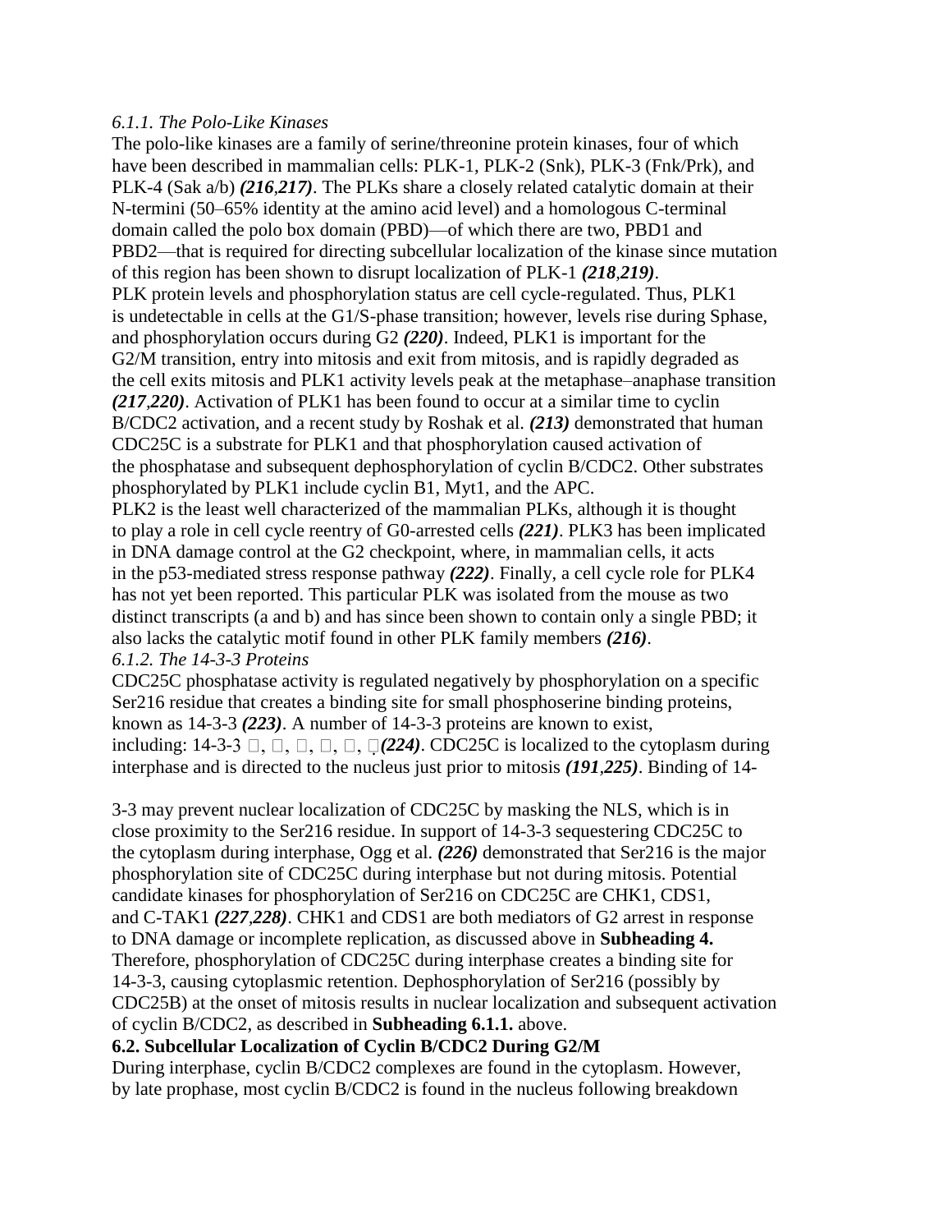### *6.1.1. The Polo-Like Kinases*

The polo-like kinases are a family of serine/threonine protein kinases, four of which have been described in mammalian cells: PLK-1, PLK-2 (Snk), PLK-3 (Fnk/Prk), and PLK-4 (Sak a/b) ***(216,217)***. The PLKs share a closely related catalytic domain at their N-termini (50–65% identity at the amino acid level) and a homologous C-terminal domain called the polo box domain (PBD)—of which there are two, PBD1 and PBD2—that is required for directing subcellular localization of the kinase since mutation of this region has been shown to disrupt localization of PLK-1 ***(218,219)***.

PLK protein levels and phosphorylation status are cell cycle-regulated. Thus, PLK1 is undetectable in cells at the G1/S-phase transition; however, levels rise during Sphase, and phosphorylation occurs during G2 ***(220)***. Indeed, PLK1 is important for the G2/M transition, entry into mitosis and exit from mitosis, and is rapidly degraded as the cell exits mitosis and PLK1 activity levels peak at the metaphase–anaphase transition ***(217,220)***. Activation of PLK1 has been found to occur at a similar time to cyclin B/CDC2 activation, and a recent study by Roshak et al. ***(213)*** demonstrated that human CDC25C is a substrate for PLK1 and that phosphorylation caused activation of the phosphatase and subsequent dephosphorylation of cyclin B/CDC2. Other substrates phosphorylated by PLK1 include cyclin B1, Myt1, and the APC.

PLK2 is the least well characterized of the mammalian PLKs, although it is thought to play a role in cell cycle reentry of G0-arrested cells ***(221)***. PLK3 has been implicated in DNA damage control at the G2 checkpoint, where, in mammalian cells, it acts in the p53-mediated stress response pathway ***(222)***. Finally, a cell cycle role for PLK4 has not yet been reported. This particular PLK was isolated from the mouse as two distinct transcripts (a and b) and has since been shown to contain only a single PBD; it also lacks the catalytic motif found in other PLK family members ***(216)***.

### *6.1.2. The 14-3-3 Proteins*

CDC25C phosphatase activity is regulated negatively by phosphorylation on a specific Ser216 residue that creates a binding site for small phosphoserine binding proteins, known as 14-3-3 ***(223)***. A number of 14-3-3 proteins are known to exist, including: 14-3-3 □, □, □, □, □, □ ***(224)***. CDC25C is localized to the cytoplasm during interphase and is directed to the nucleus just prior to mitosis ***(191,225)***. Binding of 14-3-3 may prevent nuclear localization of CDC25C by masking the NLS, which is in close proximity to the Ser216 residue. In support of 14-3-3 sequestering CDC25C to the cytoplasm during interphase, Ogg et al. ***(226)*** demonstrated that Ser216 is the major phosphorylation site of CDC25C during interphase but not during mitosis. Potential candidate kinases for phosphorylation of Ser216 on CDC25C are CHK1, CDS1, and C-TAK1 ***(227,228)***. CHK1 and CDS1 are both mediators of G2 arrest in response to DNA damage or incomplete replication, as discussed above in **Subheading 4.** Therefore, phosphorylation of CDC25C during interphase creates a binding site for 14-3-3, causing cytoplasmic retention. Dephosphorylation of Ser216 (possibly by CDC25B) at the onset of mitosis results in nuclear localization and subsequent activation of cyclin B/CDC2, as described in **Subheading 6.1.1.** above.

## **6.2. Subcellular Localization of Cyclin B/CDC2 During G2/M**

During interphase, cyclin B/CDC2 complexes are found in the cytoplasm. However, by late prophase, most cyclin B/CDC2 is found in the nucleus following breakdown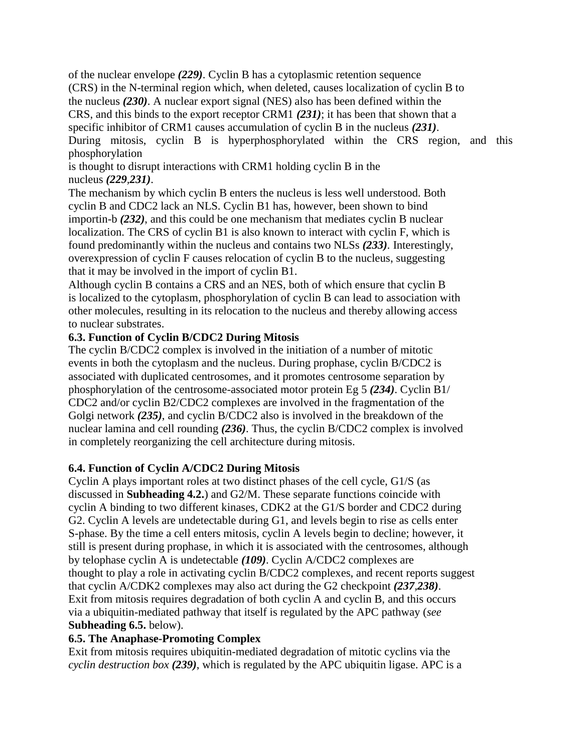of the nuclear envelope ***(229)***. Cyclin B has a cytoplasmic retention sequence (CRS) in the N-terminal region which, when deleted, causes localization of cyclin B to the nucleus ***(230)***. A nuclear export signal (NES) also has been defined within the CRS, and this binds to the export receptor CRM1 ***(231)***; it has been that shown that a specific inhibitor of CRM1 causes accumulation of cyclin B in the nucleus ***(231)***. During mitosis, cyclin B is hyperphosphorylated within the CRS region, and this phosphorylation is thought to disrupt interactions with CRM1 holding cyclin B in the nucleus ***(229,231)***.

The mechanism by which cyclin B enters the nucleus is less well understood. Both cyclin B and CDC2 lack an NLS. Cyclin B1 has, however, been shown to bind importin-b ***(232)***, and this could be one mechanism that mediates cyclin B nuclear localization. The CRS of cyclin B1 is also known to interact with cyclin F, which is found predominantly within the nucleus and contains two NLSs ***(233)***. Interestingly, overexpression of cyclin F causes relocation of cyclin B to the nucleus, suggesting that it may be involved in the import of cyclin B1.

Although cyclin B contains a CRS and an NES, both of which ensure that cyclin B is localized to the cytoplasm, phosphorylation of cyclin B can lead to association with other molecules, resulting in its relocation to the nucleus and thereby allowing access to nuclear substrates.

### 6.3. Function of Cyclin B/CDC2 During Mitosis

The cyclin B/CDC2 complex is involved in the initiation of a number of mitotic events in both the cytoplasm and the nucleus. During prophase, cyclin B/CDC2 is associated with duplicated centrosomes, and it promotes centrosome separation by phosphorylation of the centrosome-associated motor protein Eg 5 ***(234)***. Cyclin B1/CDC2 and/or cyclin B2/CDC2 complexes are involved in the fragmentation of the Golgi network ***(235)***, and cyclin B/CDC2 also is involved in the breakdown of the nuclear lamina and cell rounding ***(236)***. Thus, the cyclin B/CDC2 complex is involved in completely reorganizing the cell architecture during mitosis.

### 6.4. Function of Cyclin A/CDC2 During Mitosis

Cyclin A plays important roles at two distinct phases of the cell cycle, G1/S (as discussed in **Subheading 4.2.**) and G2/M. These separate functions coincide with cyclin A binding to two different kinases, CDK2 at the G1/S border and CDC2 during G2. Cyclin A levels are undetectable during G1, and levels begin to rise as cells enter S-phase. By the time a cell enters mitosis, cyclin A levels begin to decline; however, it still is present during prophase, in which it is associated with the centrosomes, although by telophase cyclin A is undetectable ***(109)***. Cyclin A/CDC2 complexes are thought to play a role in activating cyclin B/CDC2 complexes, and recent reports suggest that cyclin A/CDK2 complexes may also act during the G2 checkpoint ***(237,238)***. Exit from mitosis requires degradation of both cyclin A and cyclin B, and this occurs via a ubiquitin-mediated pathway that itself is regulated by the APC pathway (*see* **Subheading 6.5.** below).

### 6.5. The Anaphase-Promoting Complex

Exit from mitosis requires ubiquitin-mediated degradation of mitotic cyclins via the *cyclin destruction box* ***(239)***, which is regulated by the APC ubiquitin ligase. APC is a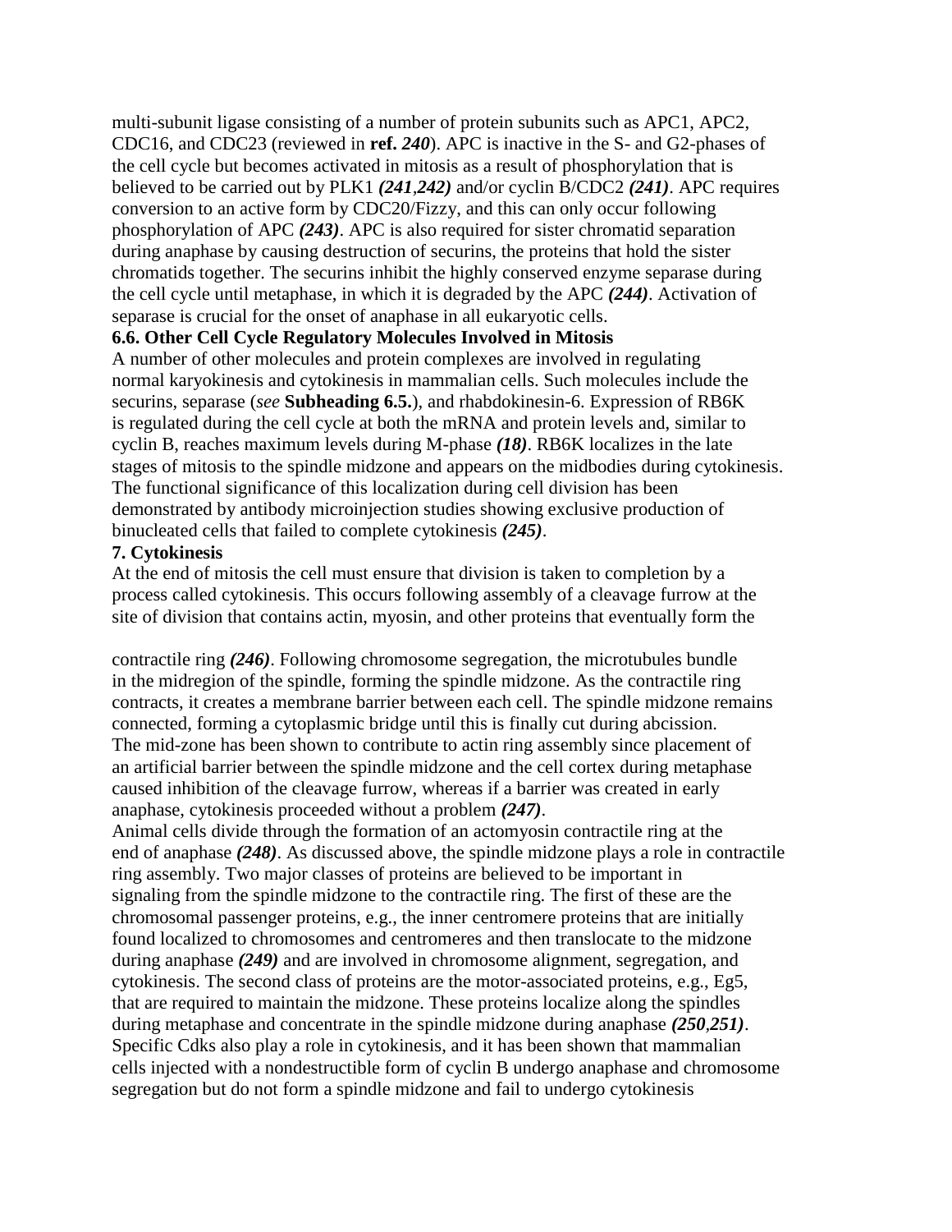multi-subunit ligase consisting of a number of protein subunits such as APC1, APC2, CDC16, and CDC23 (reviewed in **ref.** ***240***). APC is inactive in the S- and G2-phases of the cell cycle but becomes activated in mitosis as a result of phosphorylation that is believed to be carried out by PLK1 ***(241,242)*** and/or cyclin B/CDC2 ***(241)***. APC requires conversion to an active form by CDC20/Fizzy, and this can only occur following phosphorylation of APC ***(243)***. APC is also required for sister chromatid separation during anaphase by causing destruction of securins, the proteins that hold the sister chromatids together. The securins inhibit the highly conserved enzyme separase during the cell cycle until metaphase, in which it is degraded by the APC ***(244)***. Activation of separase is crucial for the onset of anaphase in all eukaryotic cells.

### 6.6. Other Cell Cycle Regulatory Molecules Involved in Mitosis

A number of other molecules and protein complexes are involved in regulating normal karyokinesis and cytokinesis in mammalian cells. Such molecules include the securins, separase (*see* **Subheading 6.5.**), and rhabdokinesin-6. Expression of RB6K is regulated during the cell cycle at both the mRNA and protein levels and, similar to cyclin B, reaches maximum levels during M-phase ***(18)***. RB6K localizes in the late stages of mitosis to the spindle midzone and appears on the midbodies during cytokinesis. The functional significance of this localization during cell division has been demonstrated by antibody microinjection studies showing exclusive production of binucleated cells that failed to complete cytokinesis ***(245)***.

## 7. Cytokinesis

At the end of mitosis the cell must ensure that division is taken to completion by a process called cytokinesis. This occurs following assembly of a cleavage furrow at the site of division that contains actin, myosin, and other proteins that eventually form the contractile ring ***(246)***. Following chromosome segregation, the microtubules bundle in the midregion of the spindle, forming the spindle midzone. As the contractile ring contracts, it creates a membrane barrier between each cell. The spindle midzone remains connected, forming a cytoplasmic bridge until this is finally cut during abcission. The mid-zone has been shown to contribute to actin ring assembly since placement of an artificial barrier between the spindle midzone and the cell cortex during metaphase caused inhibition of the cleavage furrow, whereas if a barrier was created in early anaphase, cytokinesis proceeded without a problem ***(247)***.

Animal cells divide through the formation of an actomyosin contractile ring at the end of anaphase ***(248)***. As discussed above, the spindle midzone plays a role in contractile ring assembly. Two major classes of proteins are believed to be important in signaling from the spindle midzone to the contractile ring. The first of these are the chromosomal passenger proteins, e.g., the inner centromere proteins that are initially found localized to chromosomes and centromeres and then translocate to the midzone during anaphase ***(249)*** and are involved in chromosome alignment, segregation, and cytokinesis. The second class of proteins are the motor-associated proteins, e.g., Eg5, that are required to maintain the midzone. These proteins localize along the spindles during metaphase and concentrate in the spindle midzone during anaphase ***(250,251)***. Specific Cdks also play a role in cytokinesis, and it has been shown that mammalian cells injected with a nondestructible form of cyclin B undergo anaphase and chromosome segregation but do not form a spindle midzone and fail to undergo cytokinesis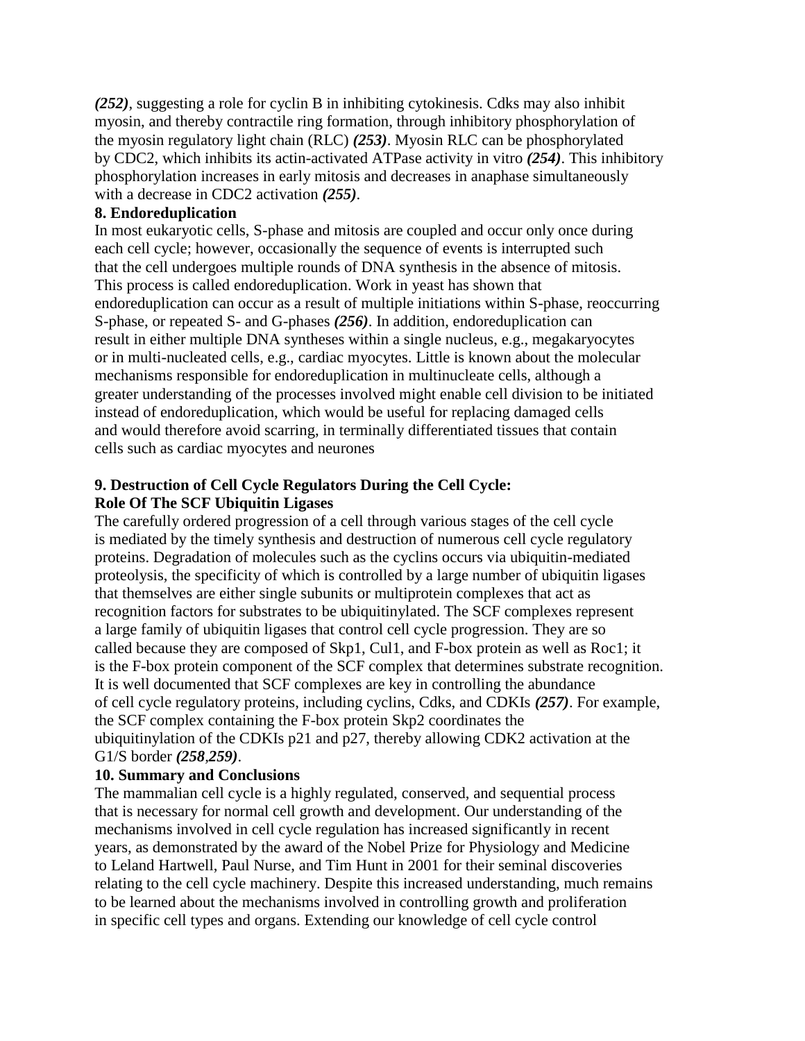***(252)***, suggesting a role for cyclin B in inhibiting cytokinesis. Cdks may also inhibit myosin, and thereby contractile ring formation, through inhibitory phosphorylation of the myosin regulatory light chain (RLC) ***(253)***. Myosin RLC can be phosphorylated by CDC2, which inhibits its actin-activated ATPase activity in vitro ***(254)***. This inhibitory phosphorylation increases in early mitosis and decreases in anaphase simultaneously with a decrease in CDC2 activation ***(255)***.

## 8. Endoreduplication

In most eukaryotic cells, S-phase and mitosis are coupled and occur only once during each cell cycle; however, occasionally the sequence of events is interrupted such that the cell undergoes multiple rounds of DNA synthesis in the absence of mitosis. This process is called endoreduplication. Work in yeast has shown that endoreduplication can occur as a result of multiple initiations within S-phase, reoccurring S-phase, or repeated S- and G-phases ***(256)***. In addition, endoreduplication can result in either multiple DNA syntheses within a single nucleus, e.g., megakaryocytes or in multi-nucleated cells, e.g., cardiac myocytes. Little is known about the molecular mechanisms responsible for endoreduplication in multinucleate cells, although a greater understanding of the processes involved might enable cell division to be initiated instead of endoreduplication, which would be useful for replacing damaged cells and would therefore avoid scarring, in terminally differentiated tissues that contain cells such as cardiac myocytes and neurones

## 9. Destruction of Cell Cycle Regulators During the Cell Cycle: Role Of The SCF Ubiquitin Ligases

The carefully ordered progression of a cell through various stages of the cell cycle is mediated by the timely synthesis and destruction of numerous cell cycle regulatory proteins. Degradation of molecules such as the cyclins occurs via ubiquitin-mediated proteolysis, the specificity of which is controlled by a large number of ubiquitin ligases that themselves are either single subunits or multiprotein complexes that act as recognition factors for substrates to be ubiquitinylated. The SCF complexes represent a large family of ubiquitin ligases that control cell cycle progression. They are so called because they are composed of Skp1, Cul1, and F-box protein as well as Roc1; it is the F-box protein component of the SCF complex that determines substrate recognition. It is well documented that SCF complexes are key in controlling the abundance of cell cycle regulatory proteins, including cyclins, Cdks, and CDKIs ***(257)***. For example, the SCF complex containing the F-box protein Skp2 coordinates the ubiquitinylation of the CDKIs p21 and p27, thereby allowing CDK2 activation at the G1/S border ***(258***,***259)***.

## 10. Summary and Conclusions

The mammalian cell cycle is a highly regulated, conserved, and sequential process that is necessary for normal cell growth and development. Our understanding of the mechanisms involved in cell cycle regulation has increased significantly in recent years, as demonstrated by the award of the Nobel Prize for Physiology and Medicine to Leland Hartwell, Paul Nurse, and Tim Hunt in 2001 for their seminal discoveries relating to the cell cycle machinery. Despite this increased understanding, much remains to be learned about the mechanisms involved in controlling growth and proliferation in specific cell types and organs. Extending our knowledge of cell cycle control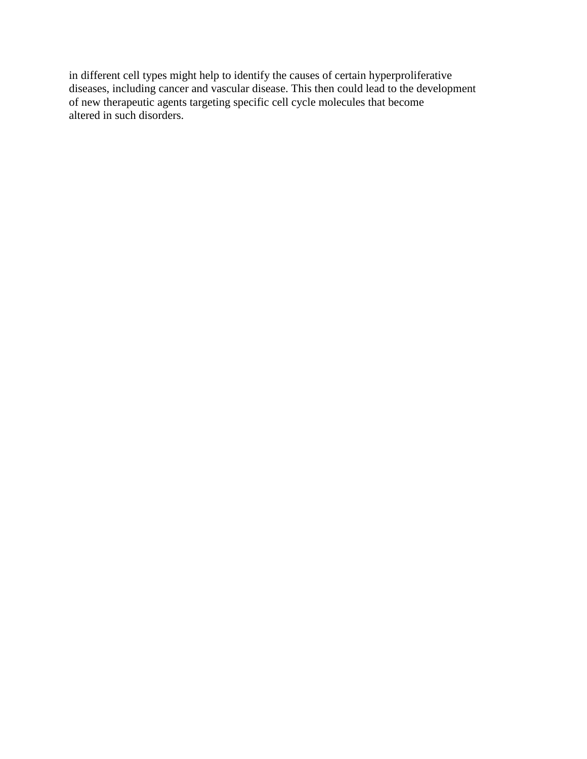in different cell types might help to identify the causes of certain hyperproliferative diseases, including cancer and vascular disease. This then could lead to the development of new therapeutic agents targeting specific cell cycle molecules that become altered in such disorders.